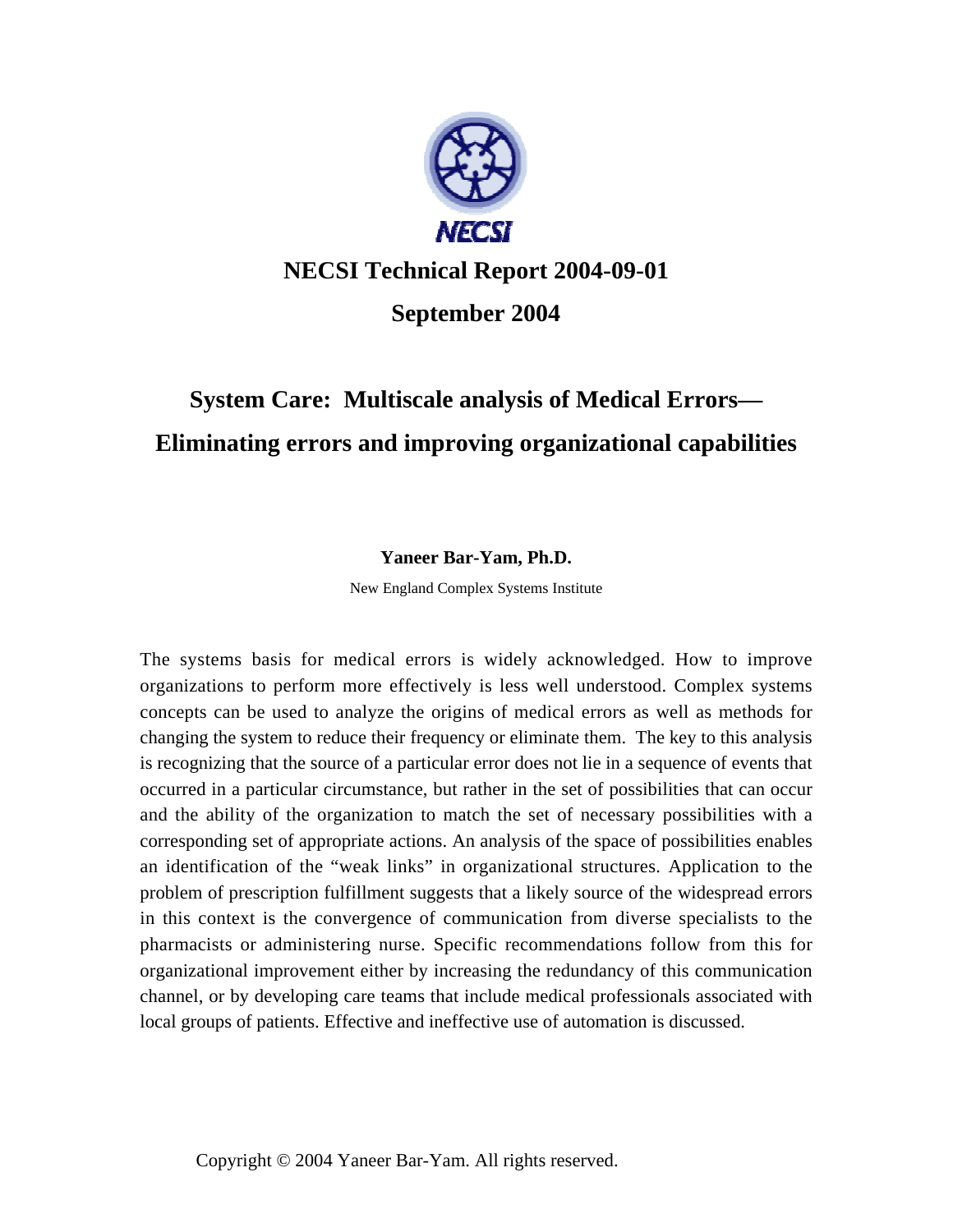NECSI

# NECSI Technical Report 2004-09-01

## September 2004

# System Care: Multiscale analysis of Medical Errors— Eliminating errors and improving organizational capabilities

**Yaneer Bar-Yam, Ph.D.**

New England Complex Systems Institute

The systems basis for medical errors is widely acknowledged. How to improve organizations to perform more effectively is less well understood. Complex systems concepts can be used to analyze the origins of medical errors as well as methods for changing the system to reduce their frequency or eliminate them. The key to this analysis is recognizing that the source of a particular error does not lie in a sequence of events that occurred in a particular circumstance, but rather in the set of possibilities that can occur and the ability of the organization to match the set of necessary possibilities with a corresponding set of appropriate actions. An analysis of the space of possibilities enables an identification of the "weak links" in organizational structures. Application to the problem of prescription fulfillment suggests that a likely source of the widespread errors in this context is the convergence of communication from diverse specialists to the pharmacists or administering nurse. Specific recommendations follow from this for organizational improvement either by increasing the redundancy of this communication channel, or by developing care teams that include medical professionals associated with local groups of patients. Effective and ineffective use of automation is discussed.

Copyright © 2004 Yaneer Bar-Yam. All rights reserved.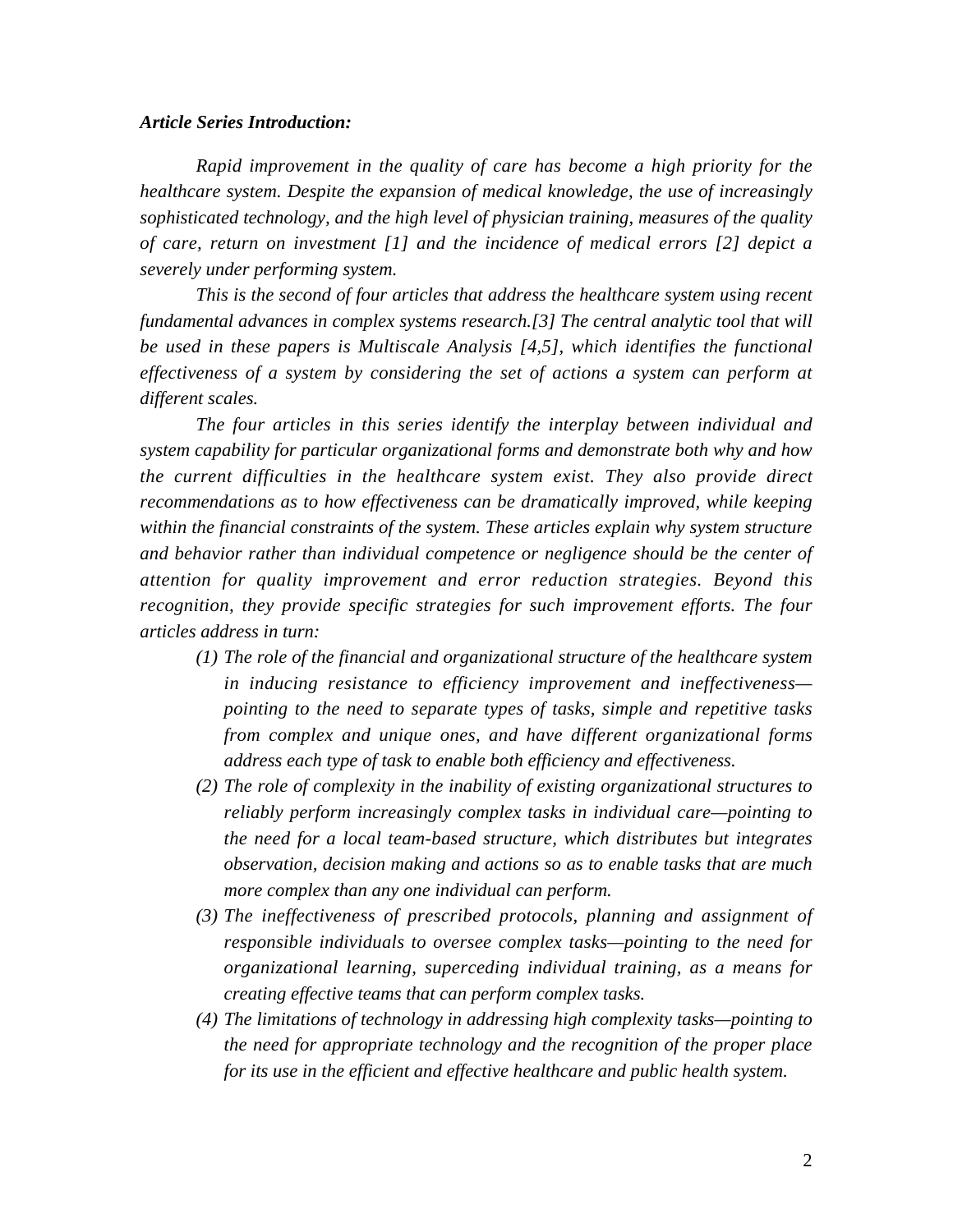***Article Series Introduction:***

*Rapid improvement in the quality of care has become a high priority for the healthcare system. Despite the expansion of medical knowledge, the use of increasingly sophisticated technology, and the high level of physician training, measures of the quality of care, return on investment [1] and the incidence of medical errors [2] depict a severely under performing system.*

*This is the second of four articles that address the healthcare system using recent fundamental advances in complex systems research.[3] The central analytic tool that will be used in these papers is Multiscale Analysis [4,5], which identifies the functional effectiveness of a system by considering the set of actions a system can perform at different scales.*

*The four articles in this series identify the interplay between individual and system capability for particular organizational forms and demonstrate both why and how the current difficulties in the healthcare system exist. They also provide direct recommendations as to how effectiveness can be dramatically improved, while keeping within the financial constraints of the system. These articles explain why system structure and behavior rather than individual competence or negligence should be the center of attention for quality improvement and error reduction strategies. Beyond this recognition, they provide specific strategies for such improvement efforts. The four articles address in turn:*

1. *The role of the financial and organizational structure of the healthcare system in inducing resistance to efficiency improvement and ineffectiveness—pointing to the need to separate types of tasks, simple and repetitive tasks from complex and unique ones, and have different organizational forms address each type of task to enable both efficiency and effectiveness.*
2. *The role of complexity in the inability of existing organizational structures to reliably perform increasingly complex tasks in individual care—pointing to the need for a local team-based structure, which distributes but integrates observation, decision making and actions so as to enable tasks that are much more complex than any one individual can perform.*
3. *The ineffectiveness of prescribed protocols, planning and assignment of responsible individuals to oversee complex tasks—pointing to the need for organizational learning, superceding individual training, as a means for creating effective teams that can perform complex tasks.*
4. *The limitations of technology in addressing high complexity tasks—pointing to the need for appropriate technology and the recognition of the proper place for its use in the efficient and effective healthcare and public health system.*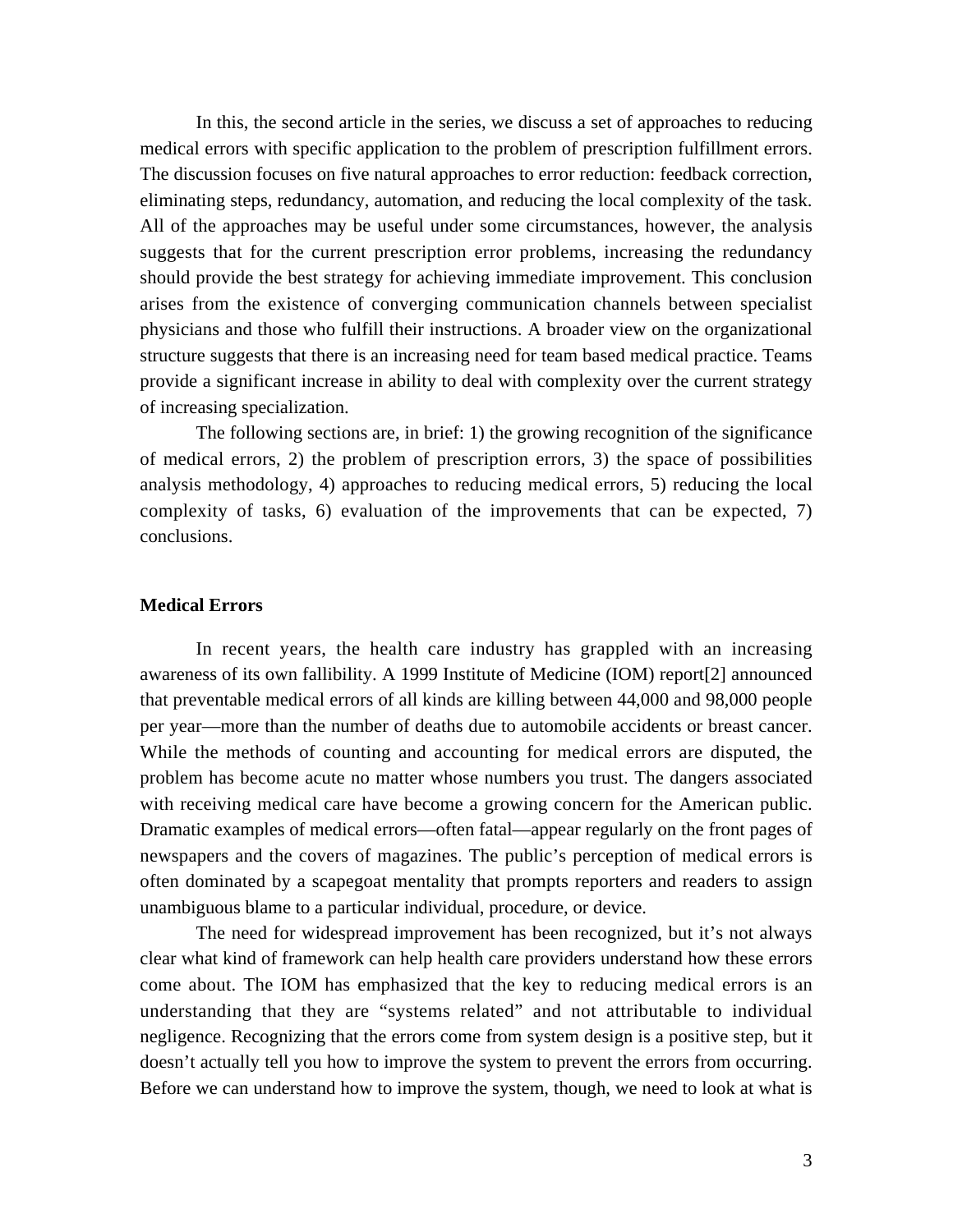In this, the second article in the series, we discuss a set of approaches to reducing medical errors with specific application to the problem of prescription fulfillment errors. The discussion focuses on five natural approaches to error reduction: feedback correction, eliminating steps, redundancy, automation, and reducing the local complexity of the task. All of the approaches may be useful under some circumstances, however, the analysis suggests that for the current prescription error problems, increasing the redundancy should provide the best strategy for achieving immediate improvement. This conclusion arises from the existence of converging communication channels between specialist physicians and those who fulfill their instructions. A broader view on the organizational structure suggests that there is an increasing need for team based medical practice. Teams provide a significant increase in ability to deal with complexity over the current strategy of increasing specialization.

The following sections are, in brief: 1) the growing recognition of the significance of medical errors, 2) the problem of prescription errors, 3) the space of possibilities analysis methodology, 4) approaches to reducing medical errors, 5) reducing the local complexity of tasks, 6) evaluation of the improvements that can be expected, 7) conclusions.

**Medical Errors**

In recent years, the health care industry has grappled with an increasing awareness of its own fallibility. A 1999 Institute of Medicine (IOM) report[2] announced that preventable medical errors of all kinds are killing between 44,000 and 98,000 people per year—more than the number of deaths due to automobile accidents or breast cancer. While the methods of counting and accounting for medical errors are disputed, the problem has become acute no matter whose numbers you trust. The dangers associated with receiving medical care have become a growing concern for the American public. Dramatic examples of medical errors—often fatal—appear regularly on the front pages of newspapers and the covers of magazines. The public's perception of medical errors is often dominated by a scapegoat mentality that prompts reporters and readers to assign unambiguous blame to a particular individual, procedure, or device.

The need for widespread improvement has been recognized, but it's not always clear what kind of framework can help health care providers understand how these errors come about. The IOM has emphasized that the key to reducing medical errors is an understanding that they are "systems related" and not attributable to individual negligence. Recognizing that the errors come from system design is a positive step, but it doesn't actually tell you how to improve the system to prevent the errors from occurring. Before we can understand how to improve the system, though, we need to look at what is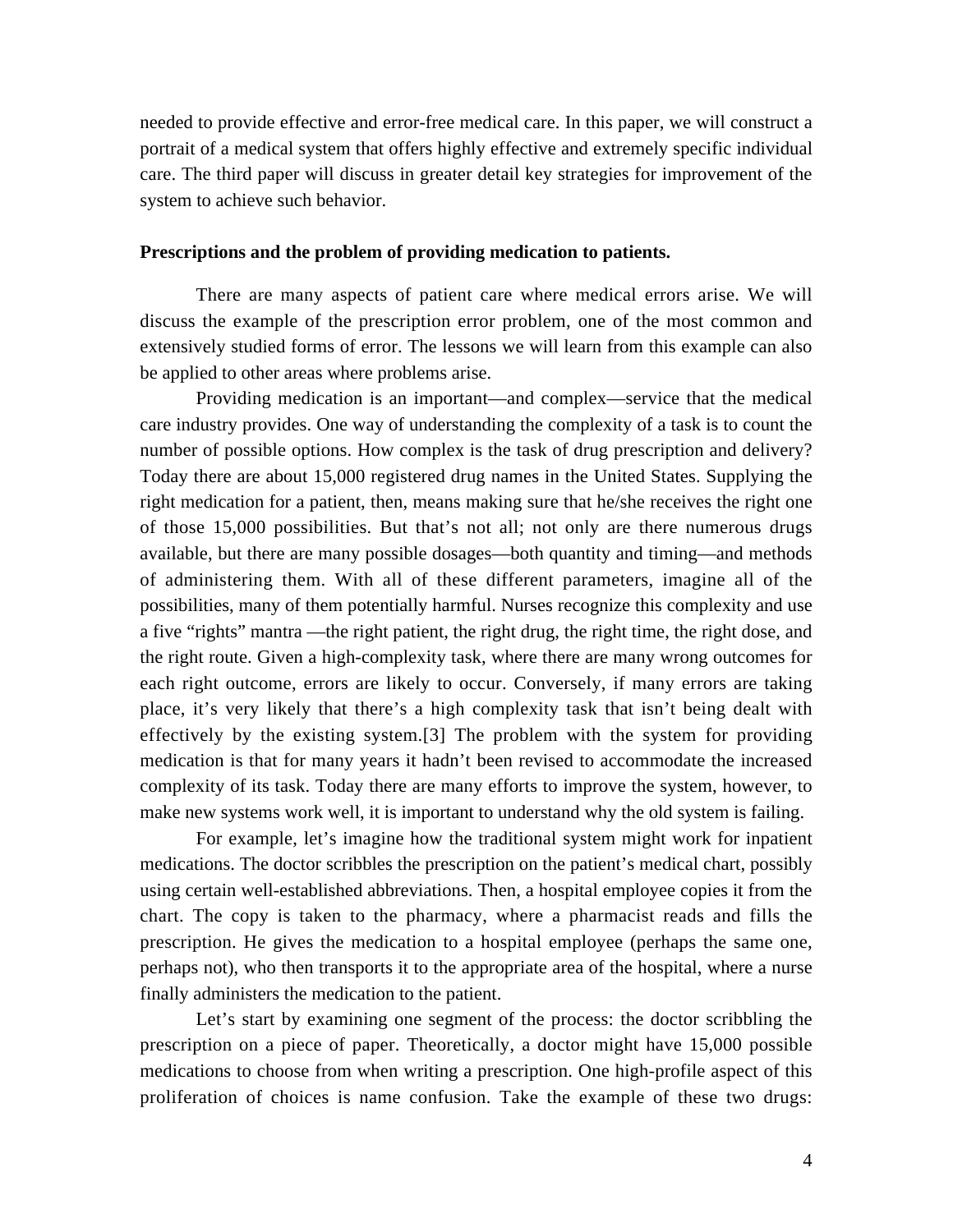needed to provide effective and error-free medical care. In this paper, we will construct a portrait of a medical system that offers highly effective and extremely specific individual care. The third paper will discuss in greater detail key strategies for improvement of the system to achieve such behavior.

**Prescriptions and the problem of providing medication to patients.**

There are many aspects of patient care where medical errors arise. We will discuss the example of the prescription error problem, one of the most common and extensively studied forms of error. The lessons we will learn from this example can also be applied to other areas where problems arise.

Providing medication is an important—and complex—service that the medical care industry provides. One way of understanding the complexity of a task is to count the number of possible options. How complex is the task of drug prescription and delivery? Today there are about 15,000 registered drug names in the United States. Supplying the right medication for a patient, then, means making sure that he/she receives the right one of those 15,000 possibilities. But that's not all; not only are there numerous drugs available, but there are many possible dosages—both quantity and timing—and methods of administering them. With all of these different parameters, imagine all of the possibilities, many of them potentially harmful. Nurses recognize this complexity and use a five "rights" mantra —the right patient, the right drug, the right time, the right dose, and the right route. Given a high-complexity task, where there are many wrong outcomes for each right outcome, errors are likely to occur. Conversely, if many errors are taking place, it's very likely that there's a high complexity task that isn't being dealt with effectively by the existing system.[3] The problem with the system for providing medication is that for many years it hadn't been revised to accommodate the increased complexity of its task. Today there are many efforts to improve the system, however, to make new systems work well, it is important to understand why the old system is failing.

For example, let's imagine how the traditional system might work for inpatient medications. The doctor scribbles the prescription on the patient's medical chart, possibly using certain well-established abbreviations. Then, a hospital employee copies it from the chart. The copy is taken to the pharmacy, where a pharmacist reads and fills the prescription. He gives the medication to a hospital employee (perhaps the same one, perhaps not), who then transports it to the appropriate area of the hospital, where a nurse finally administers the medication to the patient.

Let's start by examining one segment of the process: the doctor scribbling the prescription on a piece of paper. Theoretically, a doctor might have 15,000 possible medications to choose from when writing a prescription. One high-profile aspect of this proliferation of choices is name confusion. Take the example of these two drugs: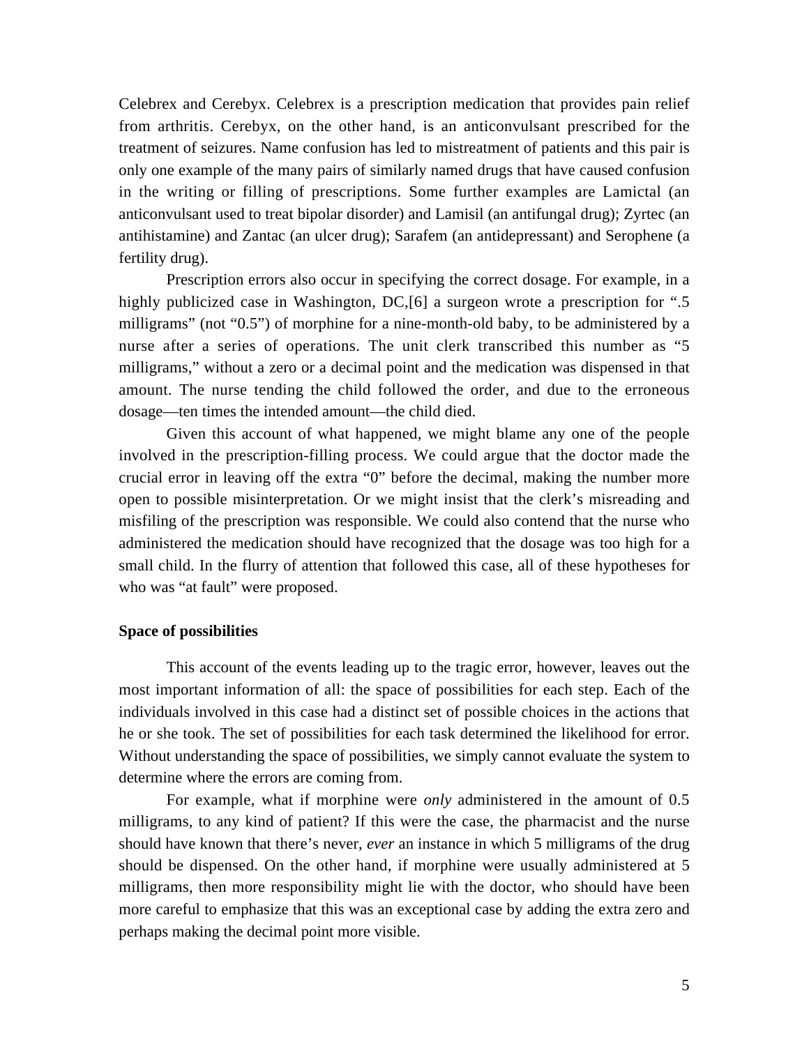Celebrex and Cerebyx. Celebrex is a prescription medication that provides pain relief from arthritis. Cerebyx, on the other hand, is an anticonvulsant prescribed for the treatment of seizures. Name confusion has led to mistreatment of patients and this pair is only one example of the many pairs of similarly named drugs that have caused confusion in the writing or filling of prescriptions. Some further examples are Lamictal (an anticonvulsant used to treat bipolar disorder) and Lamisil (an antifungal drug); Zyrtec (an antihistamine) and Zantac (an ulcer drug); Sarafem (an antidepressant) and Serophene (a fertility drug).

Prescription errors also occur in specifying the correct dosage. For example, in a highly publicized case in Washington, DC,[6] a surgeon wrote a prescription for ".5 milligrams" (not "0.5") of morphine for a nine-month-old baby, to be administered by a nurse after a series of operations. The unit clerk transcribed this number as "5 milligrams," without a zero or a decimal point and the medication was dispensed in that amount. The nurse tending the child followed the order, and due to the erroneous dosage—ten times the intended amount—the child died.

Given this account of what happened, we might blame any one of the people involved in the prescription-filling process. We could argue that the doctor made the crucial error in leaving off the extra "0" before the decimal, making the number more open to possible misinterpretation. Or we might insist that the clerk's misreading and misfiling of the prescription was responsible. We could also contend that the nurse who administered the medication should have recognized that the dosage was too high for a small child. In the flurry of attention that followed this case, all of these hypotheses for who was "at fault" were proposed.

**Space of possibilities**

This account of the events leading up to the tragic error, however, leaves out the most important information of all: the space of possibilities for each step. Each of the individuals involved in this case had a distinct set of possible choices in the actions that he or she took. The set of possibilities for each task determined the likelihood for error. Without understanding the space of possibilities, we simply cannot evaluate the system to determine where the errors are coming from.

For example, what if morphine were *only* administered in the amount of 0.5 milligrams, to any kind of patient? If this were the case, the pharmacist and the nurse should have known that there's never, *ever* an instance in which 5 milligrams of the drug should be dispensed. On the other hand, if morphine were usually administered at 5 milligrams, then more responsibility might lie with the doctor, who should have been more careful to emphasize that this was an exceptional case by adding the extra zero and perhaps making the decimal point more visible.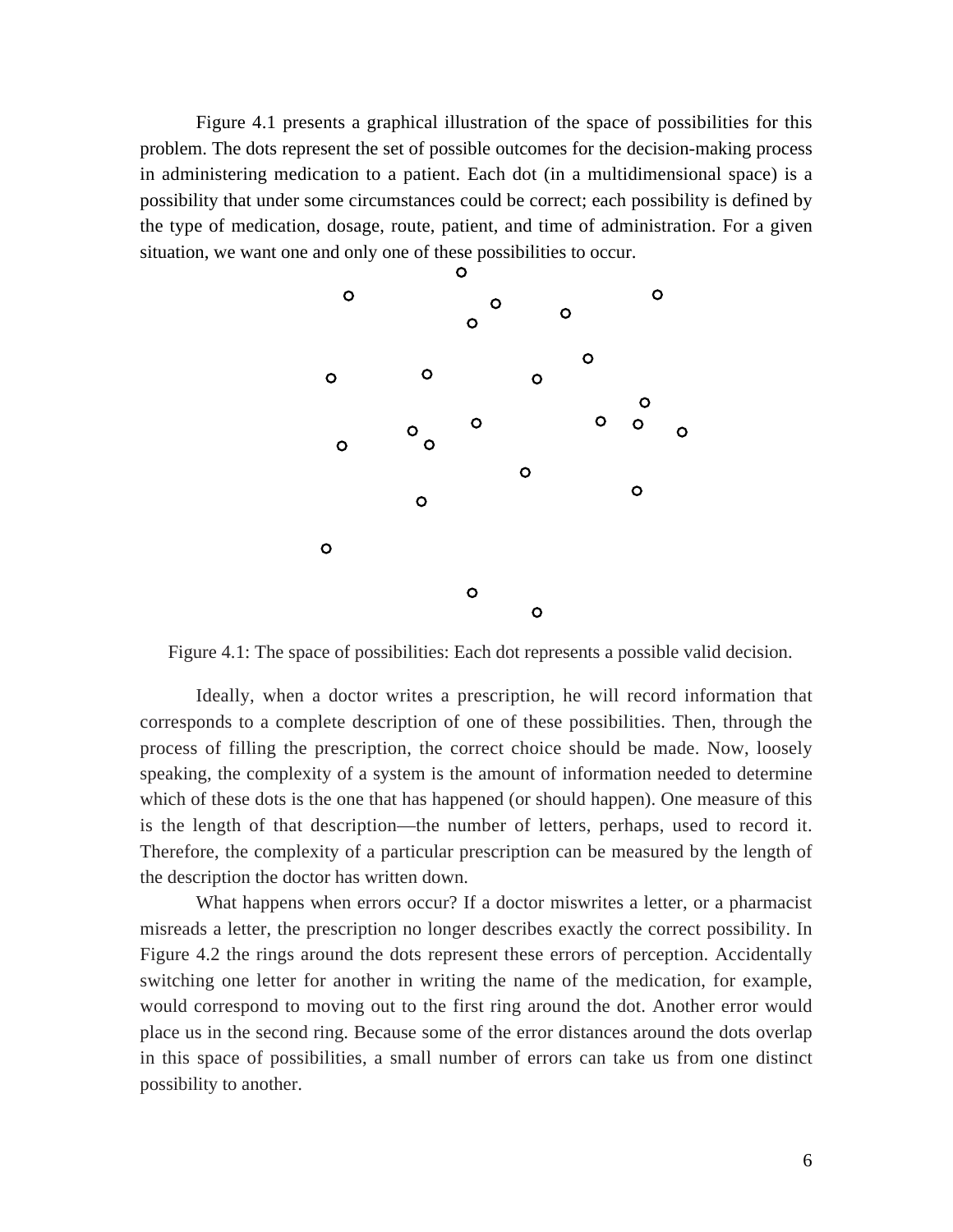Figure 4.1 presents a graphical illustration of the space of possibilities for this problem. The dots represent the set of possible outcomes for the decision-making process in administering medication to a patient. Each dot (in a multidimensional space) is a possibility that under some circumstances could be correct; each possibility is defined by the type of medication, dosage, route, patient, and time of administration. For a given situation, we want one and only one of these possibilities to occur.

Figure 4.1: The space of possibilities: Each dot represents a possible valid decision.

Ideally, when a doctor writes a prescription, he will record information that corresponds to a complete description of one of these possibilities. Then, through the process of filling the prescription, the correct choice should be made. Now, loosely speaking, the complexity of a system is the amount of information needed to determine which of these dots is the one that has happened (or should happen). One measure of this is the length of that description—the number of letters, perhaps, used to record it. Therefore, the complexity of a particular prescription can be measured by the length of the description the doctor has written down.

What happens when errors occur? If a doctor miswrites a letter, or a pharmacist misreads a letter, the prescription no longer describes exactly the correct possibility. In Figure 4.2 the rings around the dots represent these errors of perception. Accidentally switching one letter for another in writing the name of the medication, for example, would correspond to moving out to the first ring around the dot. Another error would place us in the second ring. Because some of the error distances around the dots overlap in this space of possibilities, a small number of errors can take us from one distinct possibility to another.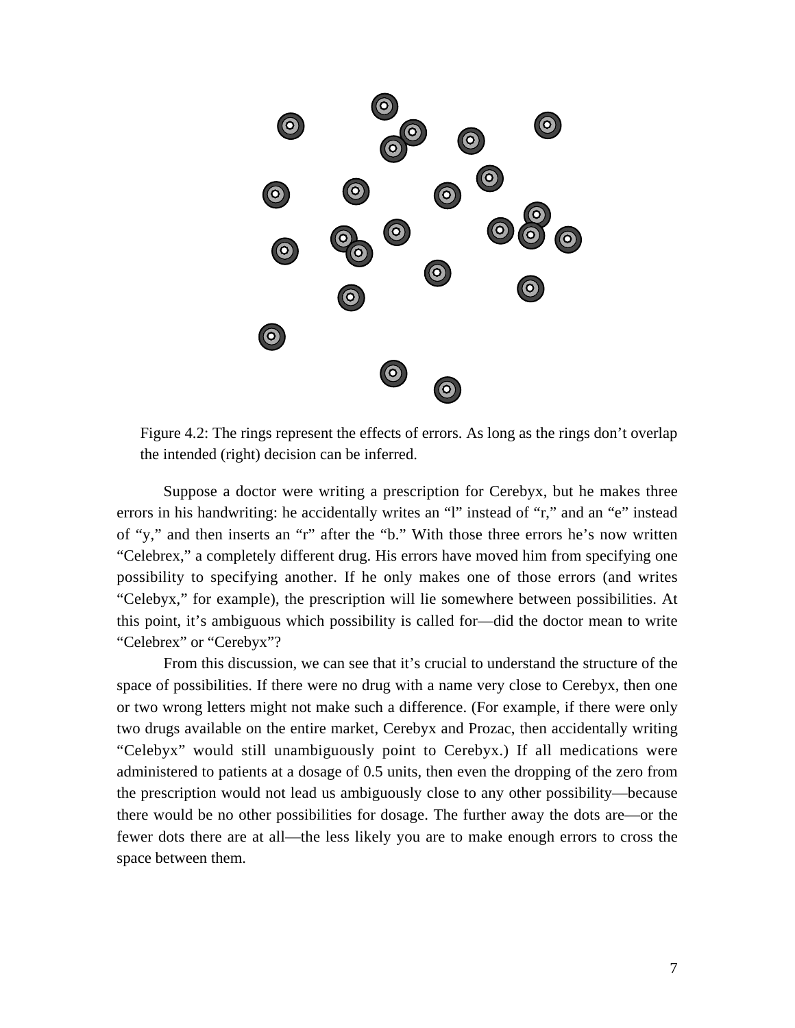Figure 4.2: The rings represent the effects of errors. As long as the rings don't overlap the intended (right) decision can be inferred.

Suppose a doctor were writing a prescription for Cerebyx, but he makes three errors in his handwriting: he accidentally writes an "l" instead of "r," and an "e" instead of "y," and then inserts an "r" after the "b." With those three errors he's now written "Celebrex," a completely different drug. His errors have moved him from specifying one possibility to specifying another. If he only makes one of those errors (and writes "Celebyx," for example), the prescription will lie somewhere between possibilities. At this point, it's ambiguous which possibility is called for—did the doctor mean to write "Celebrex" or "Cerebyx"?

From this discussion, we can see that it's crucial to understand the structure of the space of possibilities. If there were no drug with a name very close to Cerebyx, then one or two wrong letters might not make such a difference. (For example, if there were only two drugs available on the entire market, Cerebyx and Prozac, then accidentally writing "Celebyx" would still unambiguously point to Cerebyx.) If all medications were administered to patients at a dosage of 0.5 units, then even the dropping of the zero from the prescription would not lead us ambiguously close to any other possibility—because there would be no other possibilities for dosage. The further away the dots are—or the fewer dots there are at all—the less likely you are to make enough errors to cross the space between them.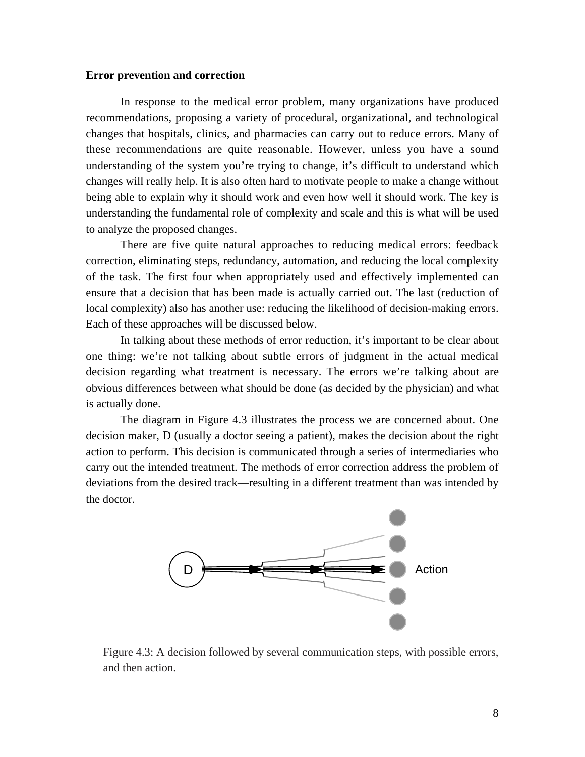**Error prevention and correction**

In response to the medical error problem, many organizations have produced recommendations, proposing a variety of procedural, organizational, and technological changes that hospitals, clinics, and pharmacies can carry out to reduce errors. Many of these recommendations are quite reasonable. However, unless you have a sound understanding of the system you're trying to change, it's difficult to understand which changes will really help. It is also often hard to motivate people to make a change without being able to explain why it should work and even how well it should work. The key is understanding the fundamental role of complexity and scale and this is what will be used to analyze the proposed changes.

There are five quite natural approaches to reducing medical errors: feedback correction, eliminating steps, redundancy, automation, and reducing the local complexity of the task. The first four when appropriately used and effectively implemented can ensure that a decision that has been made is actually carried out. The last (reduction of local complexity) also has another use: reducing the likelihood of decision-making errors. Each of these approaches will be discussed below.

In talking about these methods of error reduction, it's important to be clear about one thing: we're not talking about subtle errors of judgment in the actual medical decision regarding what treatment is necessary. The errors we're talking about are obvious differences between what should be done (as decided by the physician) and what is actually done.

The diagram in Figure 4.3 illustrates the process we are concerned about. One decision maker, D (usually a doctor seeing a patient), makes the decision about the right action to perform. This decision is communicated through a series of intermediaries who carry out the intended treatment. The methods of error correction address the problem of deviations from the desired track—resulting in a different treatment than was intended by the doctor.

Figure 4.3: A decision followed by several communication steps, with possible errors, and then action.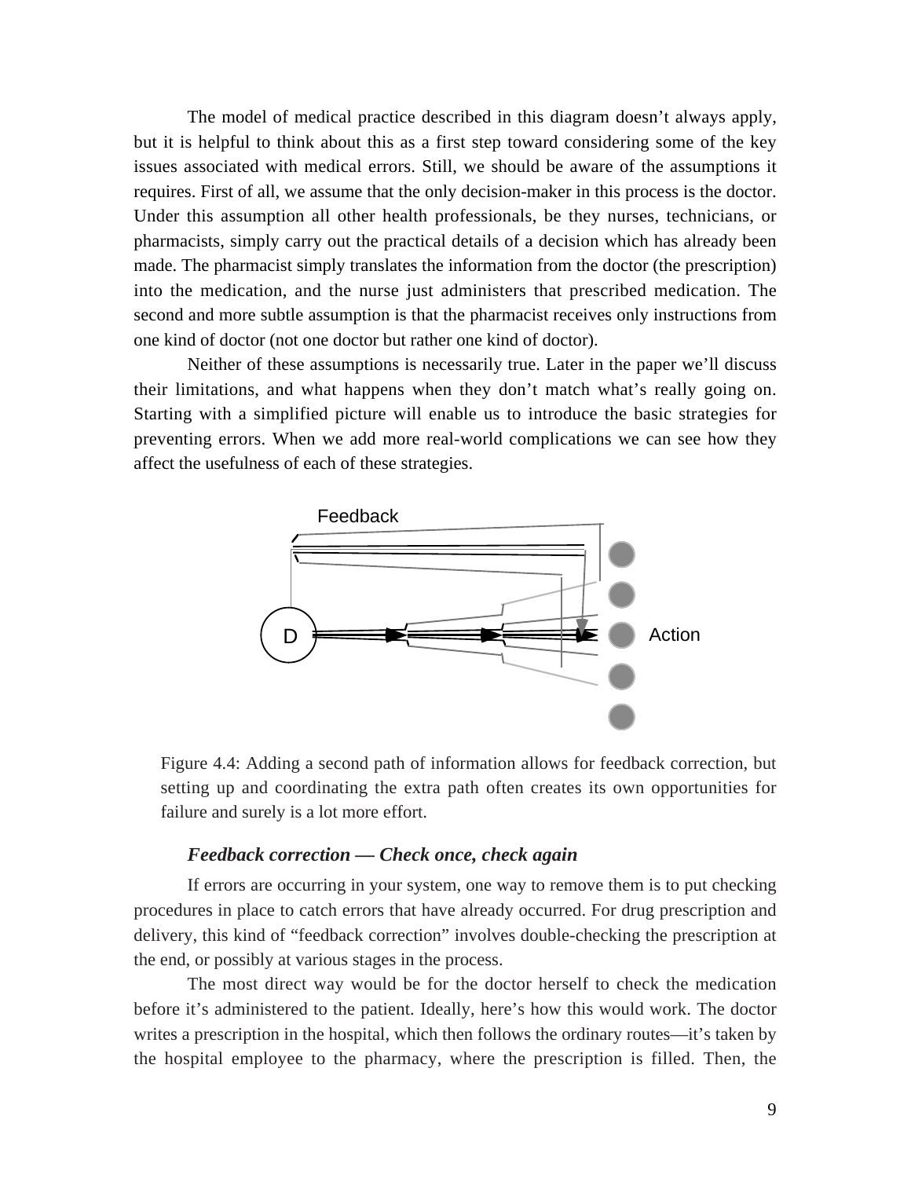The model of medical practice described in this diagram doesn't always apply, but it is helpful to think about this as a first step toward considering some of the key issues associated with medical errors. Still, we should be aware of the assumptions it requires. First of all, we assume that the only decision-maker in this process is the doctor. Under this assumption all other health professionals, be they nurses, technicians, or pharmacists, simply carry out the practical details of a decision which has already been made. The pharmacist simply translates the information from the doctor (the prescription) into the medication, and the nurse just administers that prescribed medication. The second and more subtle assumption is that the pharmacist receives only instructions from one kind of doctor (not one doctor but rather one kind of doctor).

Neither of these assumptions is necessarily true. Later in the paper we'll discuss their limitations, and what happens when they don't match what's really going on. Starting with a simplified picture will enable us to introduce the basic strategies for preventing errors. When we add more real-world complications we can see how they affect the usefulness of each of these strategies.

Figure 4.4: Adding a second path of information allows for feedback correction, but setting up and coordinating the extra path often creates its own opportunities for failure and surely is a lot more effort.

### *Feedback correction — Check once, check again*

If errors are occurring in your system, one way to remove them is to put checking procedures in place to catch errors that have already occurred. For drug prescription and delivery, this kind of "feedback correction" involves double-checking the prescription at the end, or possibly at various stages in the process.

The most direct way would be for the doctor herself to check the medication before it's administered to the patient. Ideally, here's how this would work. The doctor writes a prescription in the hospital, which then follows the ordinary routes—it's taken by the hospital employee to the pharmacy, where the prescription is filled. Then, the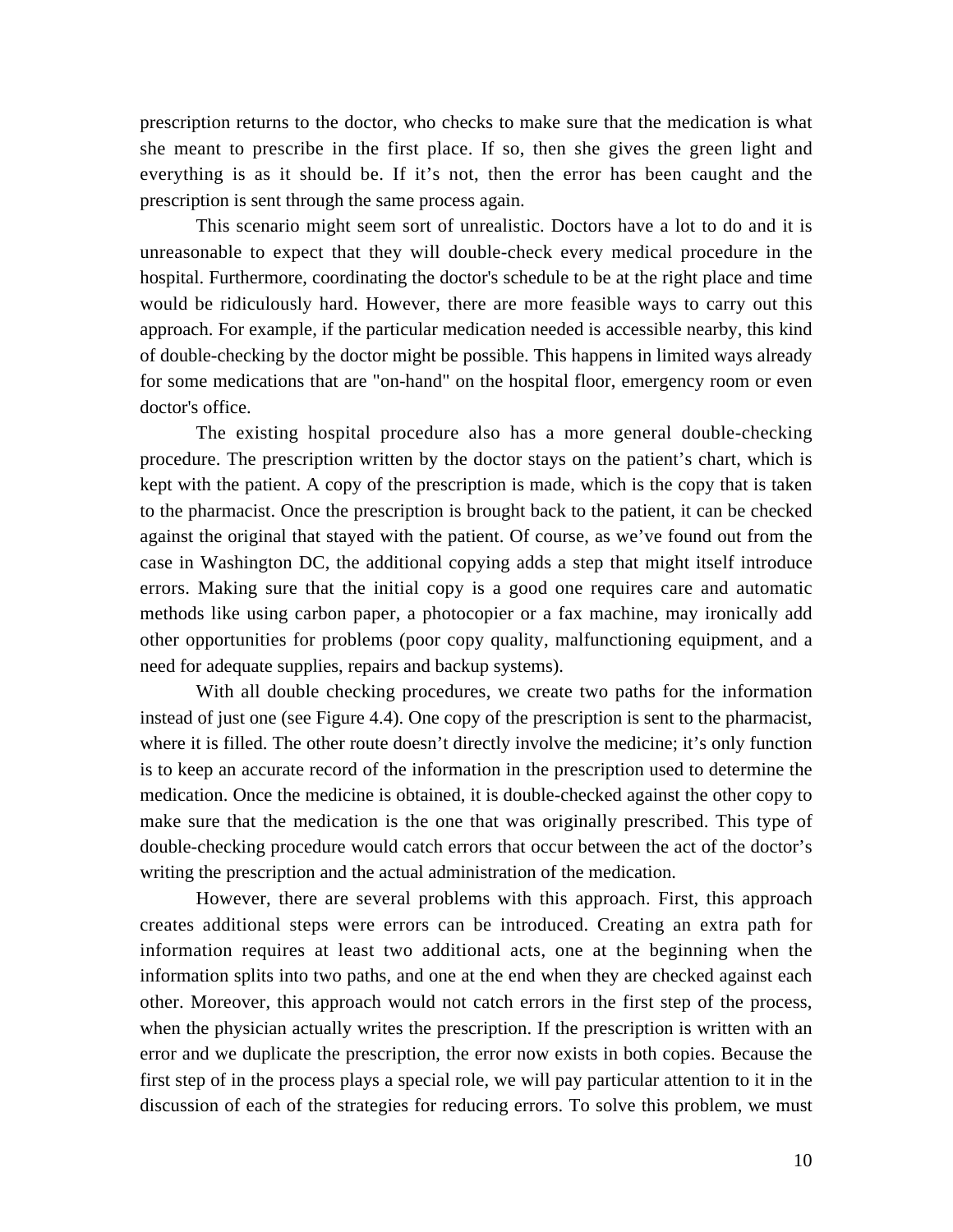prescription returns to the doctor, who checks to make sure that the medication is what she meant to prescribe in the first place. If so, then she gives the green light and everything is as it should be. If it's not, then the error has been caught and the prescription is sent through the same process again.

This scenario might seem sort of unrealistic. Doctors have a lot to do and it is unreasonable to expect that they will double-check every medical procedure in the hospital. Furthermore, coordinating the doctor's schedule to be at the right place and time would be ridiculously hard. However, there are more feasible ways to carry out this approach. For example, if the particular medication needed is accessible nearby, this kind of double-checking by the doctor might be possible. This happens in limited ways already for some medications that are "on-hand" on the hospital floor, emergency room or even doctor's office.

The existing hospital procedure also has a more general double-checking procedure. The prescription written by the doctor stays on the patient's chart, which is kept with the patient. A copy of the prescription is made, which is the copy that is taken to the pharmacist. Once the prescription is brought back to the patient, it can be checked against the original that stayed with the patient. Of course, as we've found out from the case in Washington DC, the additional copying adds a step that might itself introduce errors. Making sure that the initial copy is a good one requires care and automatic methods like using carbon paper, a photocopier or a fax machine, may ironically add other opportunities for problems (poor copy quality, malfunctioning equipment, and a need for adequate supplies, repairs and backup systems).

With all double checking procedures, we create two paths for the information instead of just one (see Figure 4.4). One copy of the prescription is sent to the pharmacist, where it is filled. The other route doesn't directly involve the medicine; it's only function is to keep an accurate record of the information in the prescription used to determine the medication. Once the medicine is obtained, it is double-checked against the other copy to make sure that the medication is the one that was originally prescribed. This type of double-checking procedure would catch errors that occur between the act of the doctor's writing the prescription and the actual administration of the medication.

However, there are several problems with this approach. First, this approach creates additional steps were errors can be introduced. Creating an extra path for information requires at least two additional acts, one at the beginning when the information splits into two paths, and one at the end when they are checked against each other. Moreover, this approach would not catch errors in the first step of the process, when the physician actually writes the prescription. If the prescription is written with an error and we duplicate the prescription, the error now exists in both copies. Because the first step of in the process plays a special role, we will pay particular attention to it in the discussion of each of the strategies for reducing errors. To solve this problem, we must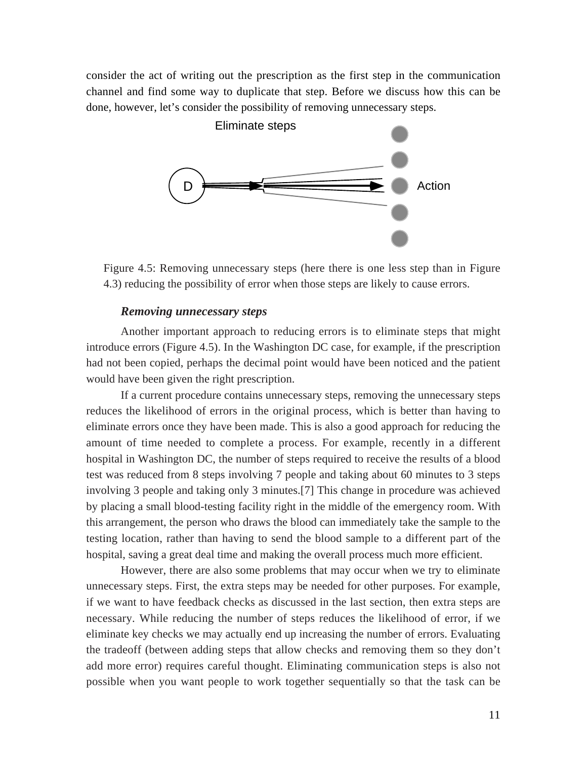consider the act of writing out the prescription as the first step in the communication channel and find some way to duplicate that step. Before we discuss how this can be done, however, let's consider the possibility of removing unnecessary steps.

Eliminate steps

D

Action

Figure 4.5: Removing unnecessary steps (here there is one less step than in Figure 4.3) reducing the possibility of error when those steps are likely to cause errors.

### *Removing unnecessary steps*

Another important approach to reducing errors is to eliminate steps that might introduce errors (Figure 4.5). In the Washington DC case, for example, if the prescription had not been copied, perhaps the decimal point would have been noticed and the patient would have been given the right prescription.

If a current procedure contains unnecessary steps, removing the unnecessary steps reduces the likelihood of errors in the original process, which is better than having to eliminate errors once they have been made. This is also a good approach for reducing the amount of time needed to complete a process. For example, recently in a different hospital in Washington DC, the number of steps required to receive the results of a blood test was reduced from 8 steps involving 7 people and taking about 60 minutes to 3 steps involving 3 people and taking only 3 minutes.[7] This change in procedure was achieved by placing a small blood-testing facility right in the middle of the emergency room. With this arrangement, the person who draws the blood can immediately take the sample to the testing location, rather than having to send the blood sample to a different part of the hospital, saving a great deal time and making the overall process much more efficient.

However, there are also some problems that may occur when we try to eliminate unnecessary steps. First, the extra steps may be needed for other purposes. For example, if we want to have feedback checks as discussed in the last section, then extra steps are necessary. While reducing the number of steps reduces the likelihood of error, if we eliminate key checks we may actually end up increasing the number of errors. Evaluating the tradeoff (between adding steps that allow checks and removing them so they don't add more error) requires careful thought. Eliminating communication steps is also not possible when you want people to work together sequentially so that the task can be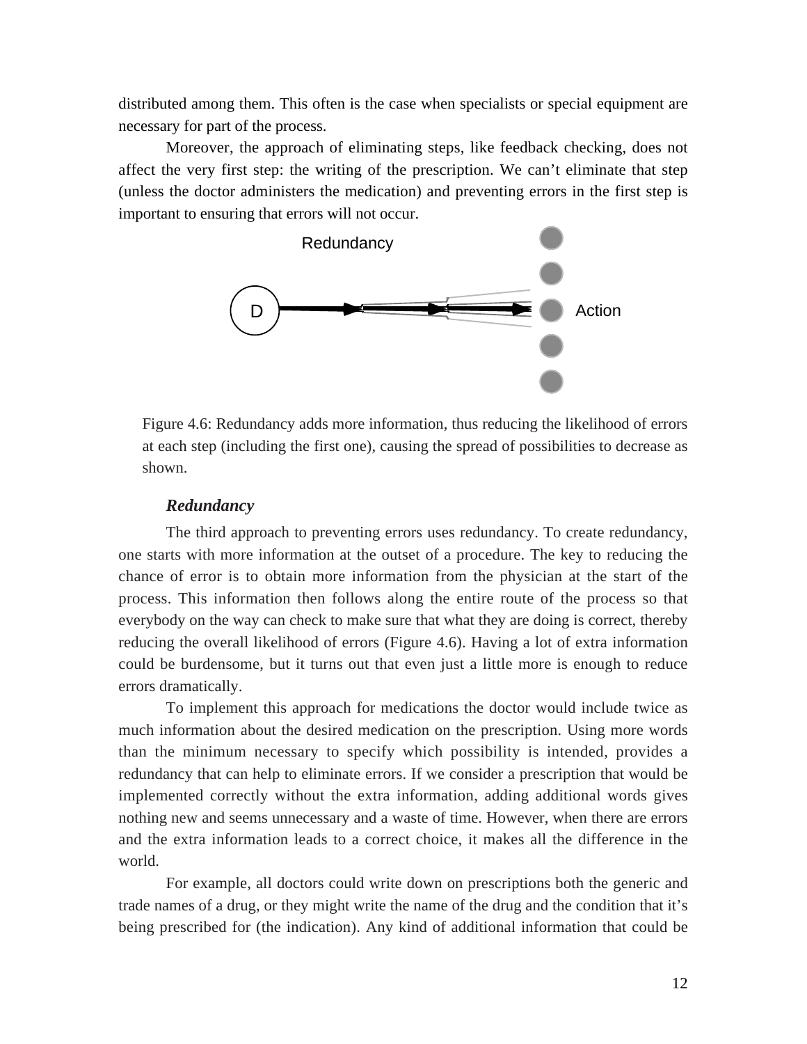distributed among them. This often is the case when specialists or special equipment are necessary for part of the process.

Moreover, the approach of eliminating steps, like feedback checking, does not affect the very first step: the writing of the prescription. We can't eliminate that step (unless the doctor administers the medication) and preventing errors in the first step is important to ensuring that errors will not occur.

Redundancy

D

Action

Figure 4.6: Redundancy adds more information, thus reducing the likelihood of errors at each step (including the first one), causing the spread of possibilities to decrease as shown.

***Redundancy***

The third approach to preventing errors uses redundancy. To create redundancy, one starts with more information at the outset of a procedure. The key to reducing the chance of error is to obtain more information from the physician at the start of the process. This information then follows along the entire route of the process so that everybody on the way can check to make sure that what they are doing is correct, thereby reducing the overall likelihood of errors (Figure 4.6). Having a lot of extra information could be burdensome, but it turns out that even just a little more is enough to reduce errors dramatically.

To implement this approach for medications the doctor would include twice as much information about the desired medication on the prescription. Using more words than the minimum necessary to specify which possibility is intended, provides a redundancy that can help to eliminate errors. If we consider a prescription that would be implemented correctly without the extra information, adding additional words gives nothing new and seems unnecessary and a waste of time. However, when there are errors and the extra information leads to a correct choice, it makes all the difference in the world.

For example, all doctors could write down on prescriptions both the generic and trade names of a drug, or they might write the name of the drug and the condition that it's being prescribed for (the indication). Any kind of additional information that could be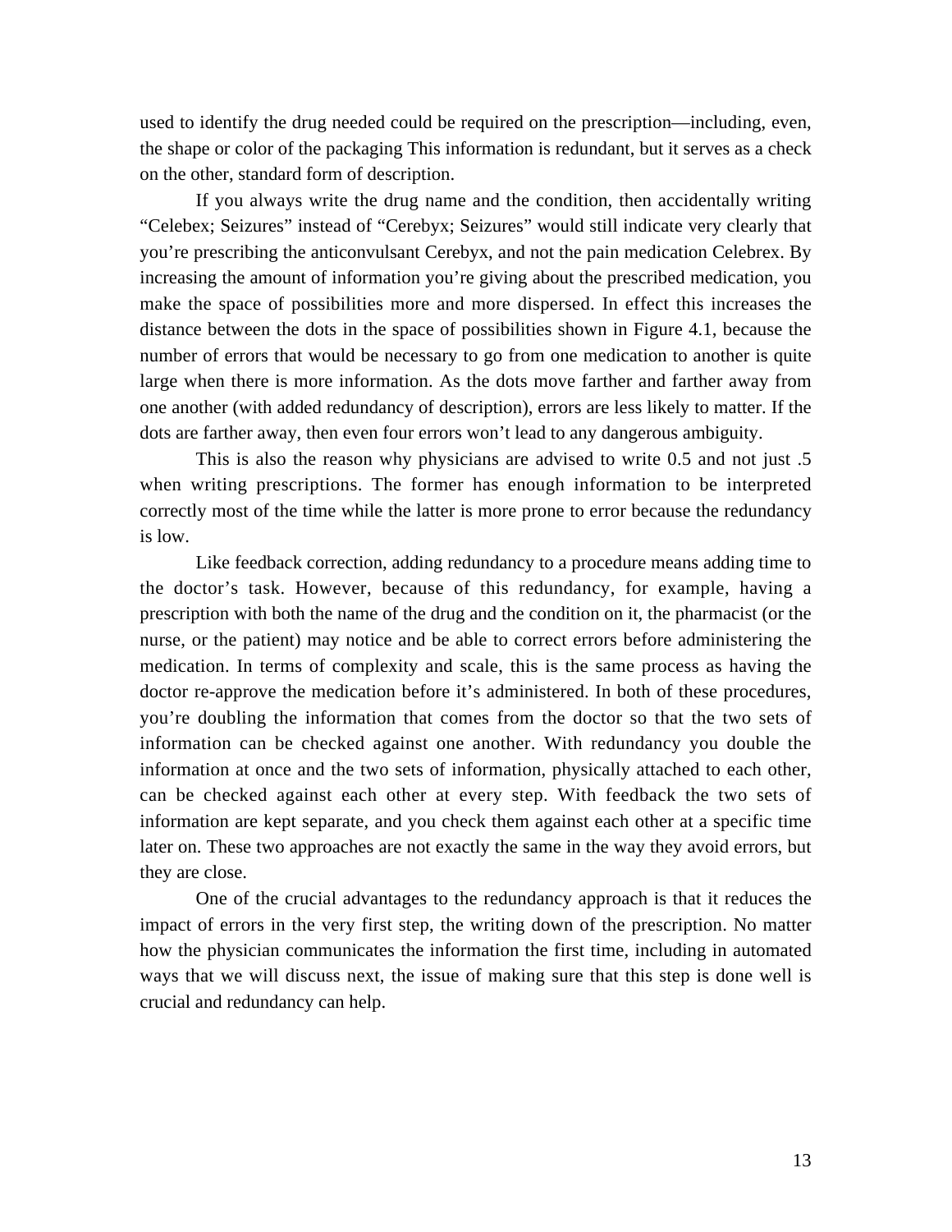used to identify the drug needed could be required on the prescription—including, even, the shape or color of the packaging This information is redundant, but it serves as a check on the other, standard form of description.

If you always write the drug name and the condition, then accidentally writing “Celebex; Seizures” instead of “Cerebyx; Seizures” would still indicate very clearly that you’re prescribing the anticonvulsant Cerebyx, and not the pain medication Celebrex. By increasing the amount of information you’re giving about the prescribed medication, you make the space of possibilities more and more dispersed. In effect this increases the distance between the dots in the space of possibilities shown in Figure 4.1, because the number of errors that would be necessary to go from one medication to another is quite large when there is more information. As the dots move farther and farther away from one another (with added redundancy of description), errors are less likely to matter. If the dots are farther away, then even four errors won’t lead to any dangerous ambiguity.

This is also the reason why physicians are advised to write 0.5 and not just .5 when writing prescriptions. The former has enough information to be interpreted correctly most of the time while the latter is more prone to error because the redundancy is low.

Like feedback correction, adding redundancy to a procedure means adding time to the doctor’s task. However, because of this redundancy, for example, having a prescription with both the name of the drug and the condition on it, the pharmacist (or the nurse, or the patient) may notice and be able to correct errors before administering the medication. In terms of complexity and scale, this is the same process as having the doctor re-approve the medication before it’s administered. In both of these procedures, you’re doubling the information that comes from the doctor so that the two sets of information can be checked against one another. With redundancy you double the information at once and the two sets of information, physically attached to each other, can be checked against each other at every step. With feedback the two sets of information are kept separate, and you check them against each other at a specific time later on. These two approaches are not exactly the same in the way they avoid errors, but they are close.

One of the crucial advantages to the redundancy approach is that it reduces the impact of errors in the very first step, the writing down of the prescription. No matter how the physician communicates the information the first time, including in automated ways that we will discuss next, the issue of making sure that this step is done well is crucial and redundancy can help.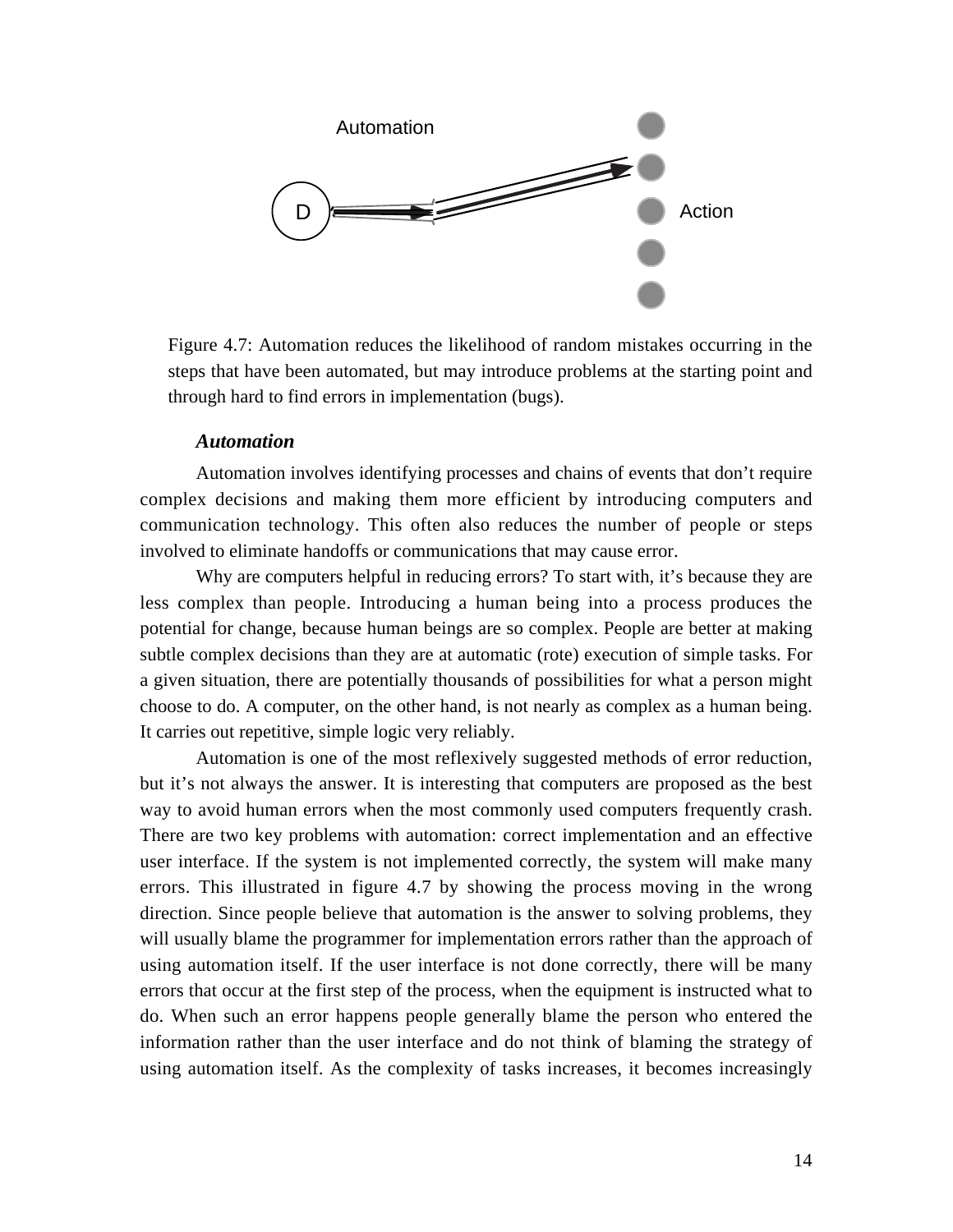Automation

D

Action

Figure 4.7: Automation reduces the likelihood of random mistakes occurring in the steps that have been automated, but may introduce problems at the starting point and through hard to find errors in implementation (bugs).

### *Automation*

Automation involves identifying processes and chains of events that don't require complex decisions and making them more efficient by introducing computers and communication technology. This often also reduces the number of people or steps involved to eliminate handoffs or communications that may cause error.

Why are computers helpful in reducing errors? To start with, it's because they are less complex than people. Introducing a human being into a process produces the potential for change, because human beings are so complex. People are better at making subtle complex decisions than they are at automatic (rote) execution of simple tasks. For a given situation, there are potentially thousands of possibilities for what a person might choose to do. A computer, on the other hand, is not nearly as complex as a human being. It carries out repetitive, simple logic very reliably.

Automation is one of the most reflexively suggested methods of error reduction, but it's not always the answer. It is interesting that computers are proposed as the best way to avoid human errors when the most commonly used computers frequently crash. There are two key problems with automation: correct implementation and an effective user interface. If the system is not implemented correctly, the system will make many errors. This illustrated in figure 4.7 by showing the process moving in the wrong direction. Since people believe that automation is the answer to solving problems, they will usually blame the programmer for implementation errors rather than the approach of using automation itself. If the user interface is not done correctly, there will be many errors that occur at the first step of the process, when the equipment is instructed what to do. When such an error happens people generally blame the person who entered the information rather than the user interface and do not think of blaming the strategy of using automation itself. As the complexity of tasks increases, it becomes increasingly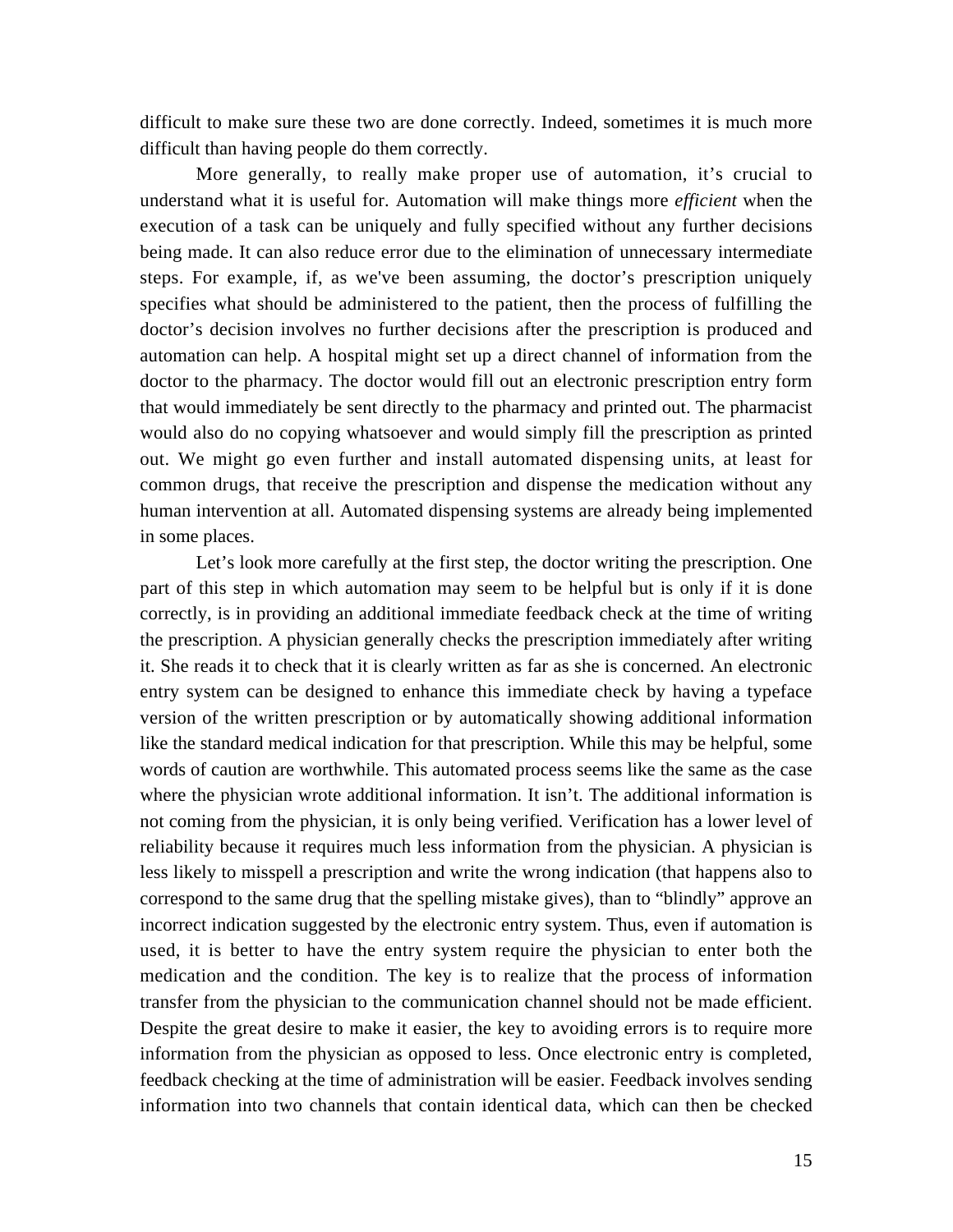difficult to make sure these two are done correctly. Indeed, sometimes it is much more difficult than having people do them correctly.

More generally, to really make proper use of automation, it's crucial to understand what it is useful for. Automation will make things more *efficient* when the execution of a task can be uniquely and fully specified without any further decisions being made. It can also reduce error due to the elimination of unnecessary intermediate steps. For example, if, as we've been assuming, the doctor's prescription uniquely specifies what should be administered to the patient, then the process of fulfilling the doctor's decision involves no further decisions after the prescription is produced and automation can help. A hospital might set up a direct channel of information from the doctor to the pharmacy. The doctor would fill out an electronic prescription entry form that would immediately be sent directly to the pharmacy and printed out. The pharmacist would also do no copying whatsoever and would simply fill the prescription as printed out. We might go even further and install automated dispensing units, at least for common drugs, that receive the prescription and dispense the medication without any human intervention at all. Automated dispensing systems are already being implemented in some places.

Let's look more carefully at the first step, the doctor writing the prescription. One part of this step in which automation may seem to be helpful but is only if it is done correctly, is in providing an additional immediate feedback check at the time of writing the prescription. A physician generally checks the prescription immediately after writing it. She reads it to check that it is clearly written as far as she is concerned. An electronic entry system can be designed to enhance this immediate check by having a typeface version of the written prescription or by automatically showing additional information like the standard medical indication for that prescription. While this may be helpful, some words of caution are worthwhile. This automated process seems like the same as the case where the physician wrote additional information. It isn't. The additional information is not coming from the physician, it is only being verified. Verification has a lower level of reliability because it requires much less information from the physician. A physician is less likely to misspell a prescription and write the wrong indication (that happens also to correspond to the same drug that the spelling mistake gives), than to "blindly" approve an incorrect indication suggested by the electronic entry system. Thus, even if automation is used, it is better to have the entry system require the physician to enter both the medication and the condition. The key is to realize that the process of information transfer from the physician to the communication channel should not be made efficient. Despite the great desire to make it easier, the key to avoiding errors is to require more information from the physician as opposed to less. Once electronic entry is completed, feedback checking at the time of administration will be easier. Feedback involves sending information into two channels that contain identical data, which can then be checked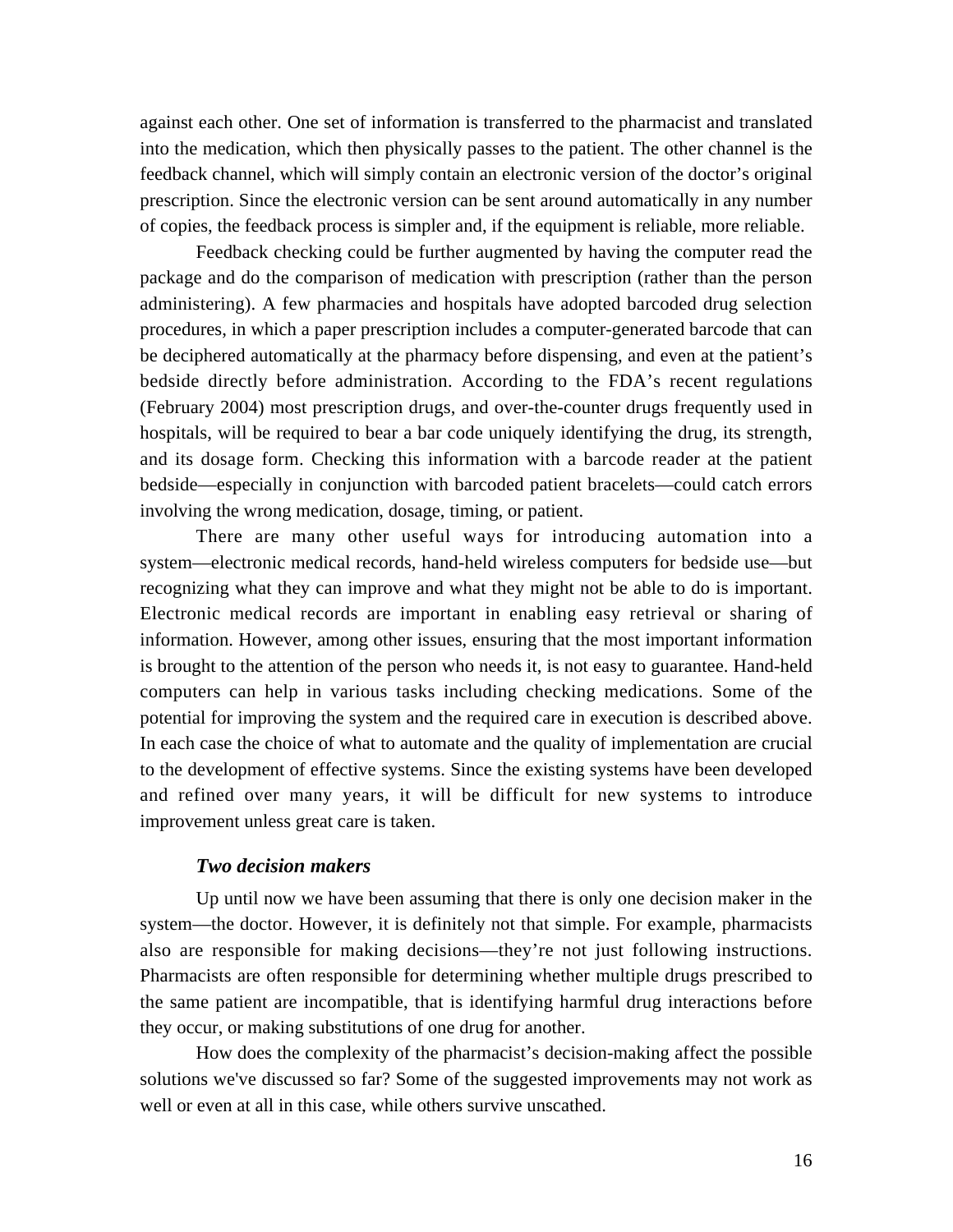against each other. One set of information is transferred to the pharmacist and translated into the medication, which then physically passes to the patient. The other channel is the feedback channel, which will simply contain an electronic version of the doctor's original prescription. Since the electronic version can be sent around automatically in any number of copies, the feedback process is simpler and, if the equipment is reliable, more reliable.

Feedback checking could be further augmented by having the computer read the package and do the comparison of medication with prescription (rather than the person administering). A few pharmacies and hospitals have adopted barcoded drug selection procedures, in which a paper prescription includes a computer-generated barcode that can be deciphered automatically at the pharmacy before dispensing, and even at the patient's bedside directly before administration. According to the FDA's recent regulations (February 2004) most prescription drugs, and over-the-counter drugs frequently used in hospitals, will be required to bear a bar code uniquely identifying the drug, its strength, and its dosage form. Checking this information with a barcode reader at the patient bedside—especially in conjunction with barcoded patient bracelets—could catch errors involving the wrong medication, dosage, timing, or patient.

There are many other useful ways for introducing automation into a system—electronic medical records, hand-held wireless computers for bedside use—but recognizing what they can improve and what they might not be able to do is important. Electronic medical records are important in enabling easy retrieval or sharing of information. However, among other issues, ensuring that the most important information is brought to the attention of the person who needs it, is not easy to guarantee. Hand-held computers can help in various tasks including checking medications. Some of the potential for improving the system and the required care in execution is described above. In each case the choice of what to automate and the quality of implementation are crucial to the development of effective systems. Since the existing systems have been developed and refined over many years, it will be difficult for new systems to introduce improvement unless great care is taken.

### *Two decision makers*

Up until now we have been assuming that there is only one decision maker in the system—the doctor. However, it is definitely not that simple. For example, pharmacists also are responsible for making decisions—they're not just following instructions. Pharmacists are often responsible for determining whether multiple drugs prescribed to the same patient are incompatible, that is identifying harmful drug interactions before they occur, or making substitutions of one drug for another.

How does the complexity of the pharmacist's decision-making affect the possible solutions we've discussed so far? Some of the suggested improvements may not work as well or even at all in this case, while others survive unscathed.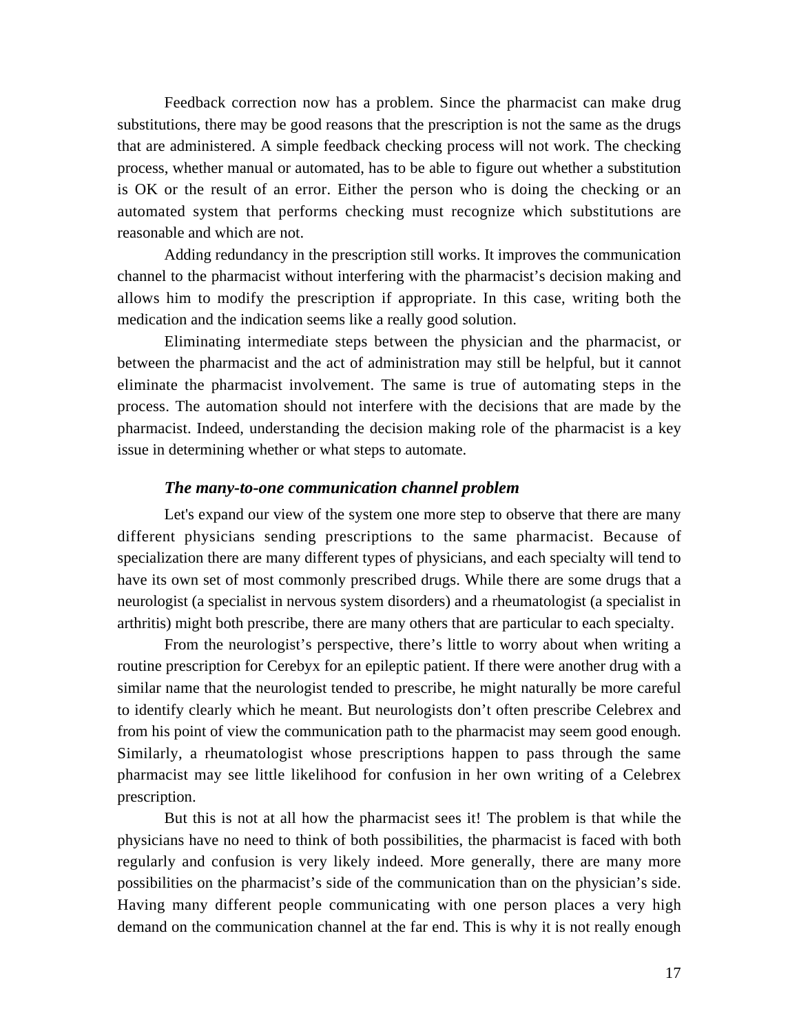Feedback correction now has a problem. Since the pharmacist can make drug substitutions, there may be good reasons that the prescription is not the same as the drugs that are administered. A simple feedback checking process will not work. The checking process, whether manual or automated, has to be able to figure out whether a substitution is OK or the result of an error. Either the person who is doing the checking or an automated system that performs checking must recognize which substitutions are reasonable and which are not.

Adding redundancy in the prescription still works. It improves the communication channel to the pharmacist without interfering with the pharmacist's decision making and allows him to modify the prescription if appropriate. In this case, writing both the medication and the indication seems like a really good solution.

Eliminating intermediate steps between the physician and the pharmacist, or between the pharmacist and the act of administration may still be helpful, but it cannot eliminate the pharmacist involvement. The same is true of automating steps in the process. The automation should not interfere with the decisions that are made by the pharmacist. Indeed, understanding the decision making role of the pharmacist is a key issue in determining whether or what steps to automate.

### *The many-to-one communication channel problem*

Let's expand our view of the system one more step to observe that there are many different physicians sending prescriptions to the same pharmacist. Because of specialization there are many different types of physicians, and each specialty will tend to have its own set of most commonly prescribed drugs. While there are some drugs that a neurologist (a specialist in nervous system disorders) and a rheumatologist (a specialist in arthritis) might both prescribe, there are many others that are particular to each specialty.

From the neurologist's perspective, there's little to worry about when writing a routine prescription for Cerebyx for an epileptic patient. If there were another drug with a similar name that the neurologist tended to prescribe, he might naturally be more careful to identify clearly which he meant. But neurologists don't often prescribe Celebrex and from his point of view the communication path to the pharmacist may seem good enough. Similarly, a rheumatologist whose prescriptions happen to pass through the same pharmacist may see little likelihood for confusion in her own writing of a Celebrex prescription.

But this is not at all how the pharmacist sees it! The problem is that while the physicians have no need to think of both possibilities, the pharmacist is faced with both regularly and confusion is very likely indeed. More generally, there are many more possibilities on the pharmacist's side of the communication than on the physician's side. Having many different people communicating with one person places a very high demand on the communication channel at the far end. This is why it is not really enough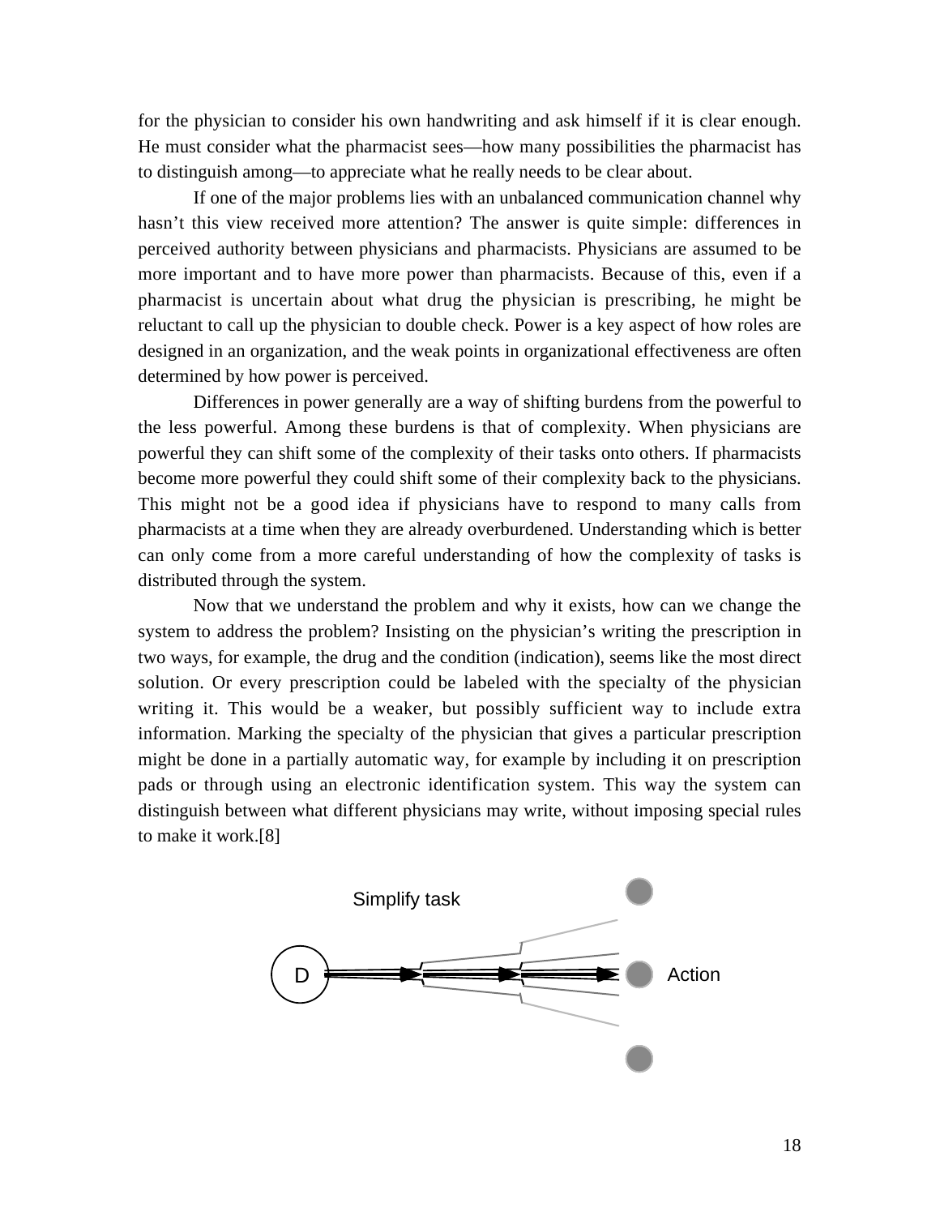for the physician to consider his own handwriting and ask himself if it is clear enough. He must consider what the pharmacist sees—how many possibilities the pharmacist has to distinguish among—to appreciate what he really needs to be clear about.

If one of the major problems lies with an unbalanced communication channel why hasn't this view received more attention? The answer is quite simple: differences in perceived authority between physicians and pharmacists. Physicians are assumed to be more important and to have more power than pharmacists. Because of this, even if a pharmacist is uncertain about what drug the physician is prescribing, he might be reluctant to call up the physician to double check. Power is a key aspect of how roles are designed in an organization, and the weak points in organizational effectiveness are often determined by how power is perceived.

Differences in power generally are a way of shifting burdens from the powerful to the less powerful. Among these burdens is that of complexity. When physicians are powerful they can shift some of the complexity of their tasks onto others. If pharmacists become more powerful they could shift some of their complexity back to the physicians. This might not be a good idea if physicians have to respond to many calls from pharmacists at a time when they are already overburdened. Understanding which is better can only come from a more careful understanding of how the complexity of tasks is distributed through the system.

Now that we understand the problem and why it exists, how can we change the system to address the problem? Insisting on the physician's writing the prescription in two ways, for example, the drug and the condition (indication), seems like the most direct solution. Or every prescription could be labeled with the specialty of the physician writing it. This would be a weaker, but possibly sufficient way to include extra information. Marking the specialty of the physician that gives a particular prescription might be done in a partially automatic way, for example by including it on prescription pads or through using an electronic identification system. This way the system can distinguish between what different physicians may write, without imposing special rules to make it work.[8]

Simplify task

D

Action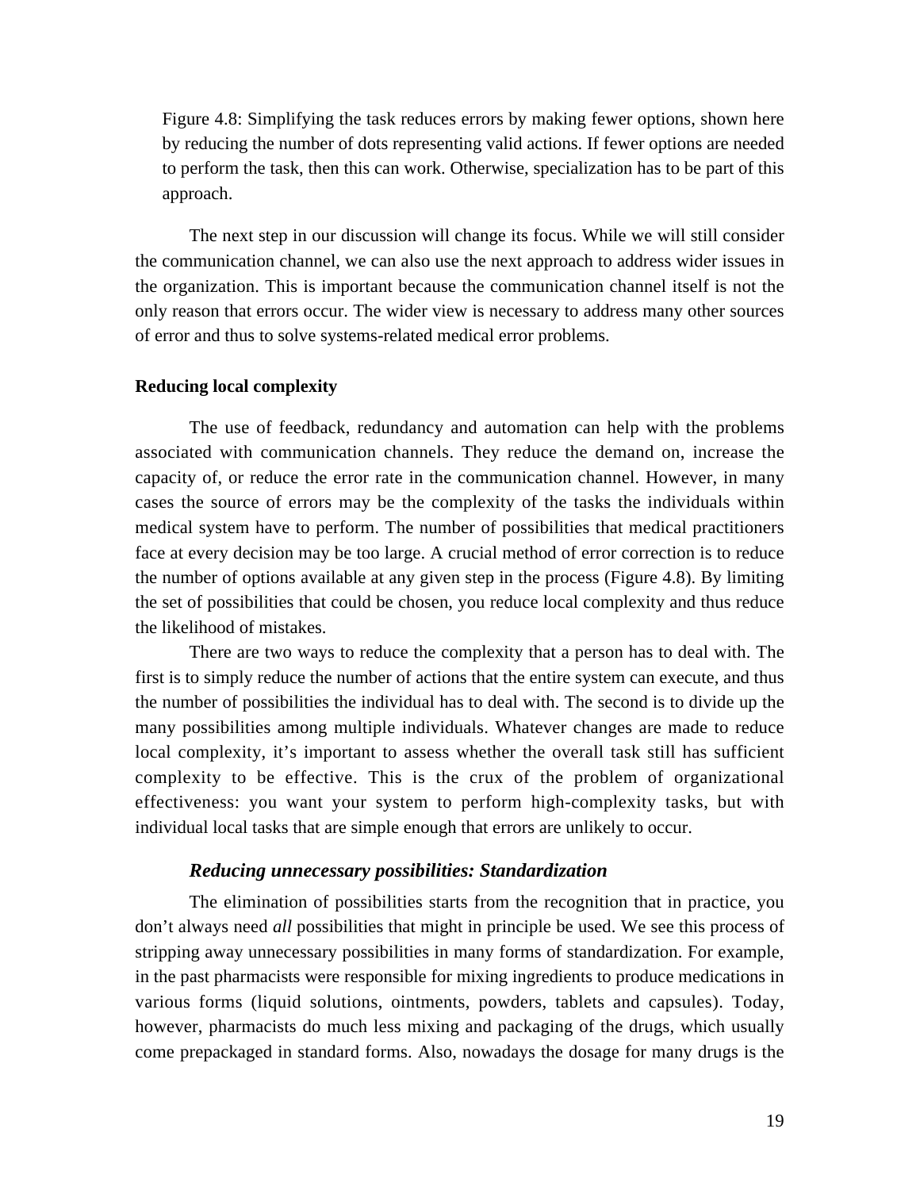Figure 4.8: Simplifying the task reduces errors by making fewer options, shown here by reducing the number of dots representing valid actions. If fewer options are needed to perform the task, then this can work. Otherwise, specialization has to be part of this approach.

The next step in our discussion will change its focus. While we will still consider the communication channel, we can also use the next approach to address wider issues in the organization. This is important because the communication channel itself is not the only reason that errors occur. The wider view is necessary to address many other sources of error and thus to solve systems-related medical error problems.

**Reducing local complexity**

The use of feedback, redundancy and automation can help with the problems associated with communication channels. They reduce the demand on, increase the capacity of, or reduce the error rate in the communication channel. However, in many cases the source of errors may be the complexity of the tasks the individuals within medical system have to perform. The number of possibilities that medical practitioners face at every decision may be too large. A crucial method of error correction is to reduce the number of options available at any given step in the process (Figure 4.8). By limiting the set of possibilities that could be chosen, you reduce local complexity and thus reduce the likelihood of mistakes.

There are two ways to reduce the complexity that a person has to deal with. The first is to simply reduce the number of actions that the entire system can execute, and thus the number of possibilities the individual has to deal with. The second is to divide up the many possibilities among multiple individuals. Whatever changes are made to reduce local complexity, it's important to assess whether the overall task still has sufficient complexity to be effective. This is the crux of the problem of organizational effectiveness: you want your system to perform high-complexity tasks, but with individual local tasks that are simple enough that errors are unlikely to occur.

***Reducing unnecessary possibilities: Standardization***

The elimination of possibilities starts from the recognition that in practice, you don't always need *all* possibilities that might in principle be used. We see this process of stripping away unnecessary possibilities in many forms of standardization. For example, in the past pharmacists were responsible for mixing ingredients to produce medications in various forms (liquid solutions, ointments, powders, tablets and capsules). Today, however, pharmacists do much less mixing and packaging of the drugs, which usually come prepackaged in standard forms. Also, nowadays the dosage for many drugs is the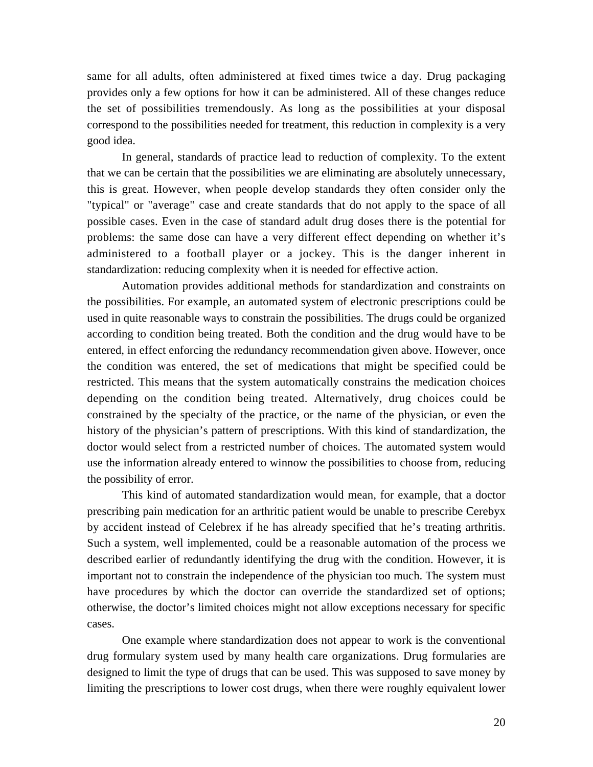same for all adults, often administered at fixed times twice a day. Drug packaging provides only a few options for how it can be administered. All of these changes reduce the set of possibilities tremendously. As long as the possibilities at your disposal correspond to the possibilities needed for treatment, this reduction in complexity is a very good idea.

In general, standards of practice lead to reduction of complexity. To the extent that we can be certain that the possibilities we are eliminating are absolutely unnecessary, this is great. However, when people develop standards they often consider only the "typical" or "average" case and create standards that do not apply to the space of all possible cases. Even in the case of standard adult drug doses there is the potential for problems: the same dose can have a very different effect depending on whether it's administered to a football player or a jockey. This is the danger inherent in standardization: reducing complexity when it is needed for effective action.

Automation provides additional methods for standardization and constraints on the possibilities. For example, an automated system of electronic prescriptions could be used in quite reasonable ways to constrain the possibilities. The drugs could be organized according to condition being treated. Both the condition and the drug would have to be entered, in effect enforcing the redundancy recommendation given above. However, once the condition was entered, the set of medications that might be specified could be restricted. This means that the system automatically constrains the medication choices depending on the condition being treated. Alternatively, drug choices could be constrained by the specialty of the practice, or the name of the physician, or even the history of the physician's pattern of prescriptions. With this kind of standardization, the doctor would select from a restricted number of choices. The automated system would use the information already entered to winnow the possibilities to choose from, reducing the possibility of error.

This kind of automated standardization would mean, for example, that a doctor prescribing pain medication for an arthritic patient would be unable to prescribe Cerebyx by accident instead of Celebrex if he has already specified that he's treating arthritis. Such a system, well implemented, could be a reasonable automation of the process we described earlier of redundantly identifying the drug with the condition. However, it is important not to constrain the independence of the physician too much. The system must have procedures by which the doctor can override the standardized set of options; otherwise, the doctor's limited choices might not allow exceptions necessary for specific cases.

One example where standardization does not appear to work is the conventional drug formulary system used by many health care organizations. Drug formularies are designed to limit the type of drugs that can be used. This was supposed to save money by limiting the prescriptions to lower cost drugs, when there were roughly equivalent lower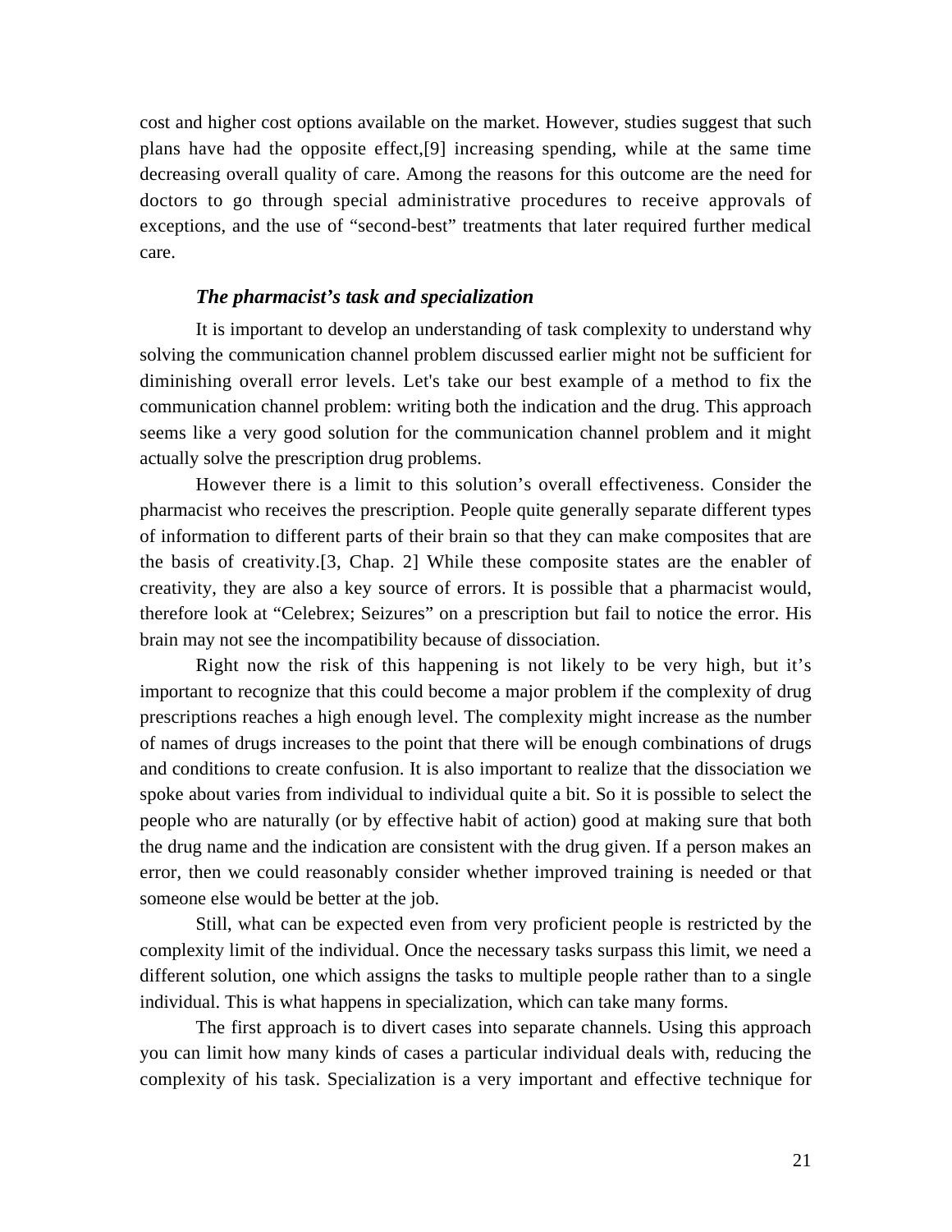cost and higher cost options available on the market. However, studies suggest that such plans have had the opposite effect,[9] increasing spending, while at the same time decreasing overall quality of care. Among the reasons for this outcome are the need for doctors to go through special administrative procedures to receive approvals of exceptions, and the use of "second-best" treatments that later required further medical care.

### *The pharmacist's task and specialization*

It is important to develop an understanding of task complexity to understand why solving the communication channel problem discussed earlier might not be sufficient for diminishing overall error levels. Let's take our best example of a method to fix the communication channel problem: writing both the indication and the drug. This approach seems like a very good solution for the communication channel problem and it might actually solve the prescription drug problems.

However there is a limit to this solution's overall effectiveness. Consider the pharmacist who receives the prescription. People quite generally separate different types of information to different parts of their brain so that they can make composites that are the basis of creativity.[3, Chap. 2] While these composite states are the enabler of creativity, they are also a key source of errors. It is possible that a pharmacist would, therefore look at "Celebrex; Seizures" on a prescription but fail to notice the error. His brain may not see the incompatibility because of dissociation.

Right now the risk of this happening is not likely to be very high, but it's important to recognize that this could become a major problem if the complexity of drug prescriptions reaches a high enough level. The complexity might increase as the number of names of drugs increases to the point that there will be enough combinations of drugs and conditions to create confusion. It is also important to realize that the dissociation we spoke about varies from individual to individual quite a bit. So it is possible to select the people who are naturally (or by effective habit of action) good at making sure that both the drug name and the indication are consistent with the drug given. If a person makes an error, then we could reasonably consider whether improved training is needed or that someone else would be better at the job.

Still, what can be expected even from very proficient people is restricted by the complexity limit of the individual. Once the necessary tasks surpass this limit, we need a different solution, one which assigns the tasks to multiple people rather than to a single individual. This is what happens in specialization, which can take many forms.

The first approach is to divert cases into separate channels. Using this approach you can limit how many kinds of cases a particular individual deals with, reducing the complexity of his task. Specialization is a very important and effective technique for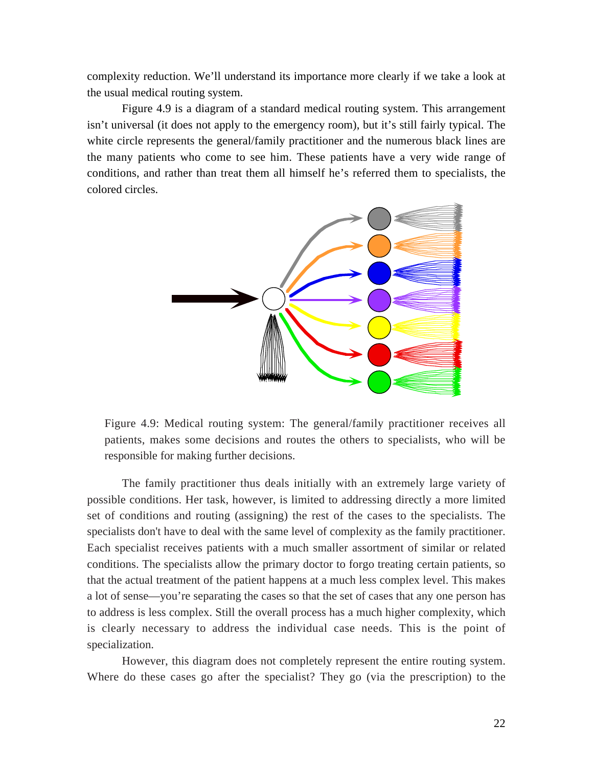complexity reduction. We'll understand its importance more clearly if we take a look at the usual medical routing system.

Figure 4.9 is a diagram of a standard medical routing system. This arrangement isn't universal (it does not apply to the emergency room), but it's still fairly typical. The white circle represents the general/family practitioner and the numerous black lines are the many patients who come to see him. These patients have a very wide range of conditions, and rather than treat them all himself he's referred them to specialists, the colored circles.

Figure 4.9: Medical routing system: The general/family practitioner receives all patients, makes some decisions and routes the others to specialists, who will be responsible for making further decisions.

The family practitioner thus deals initially with an extremely large variety of possible conditions. Her task, however, is limited to addressing directly a more limited set of conditions and routing (assigning) the rest of the cases to the specialists. The specialists don't have to deal with the same level of complexity as the family practitioner. Each specialist receives patients with a much smaller assortment of similar or related conditions. The specialists allow the primary doctor to forgo treating certain patients, so that the actual treatment of the patient happens at a much less complex level. This makes a lot of sense—you're separating the cases so that the set of cases that any one person has to address is less complex. Still the overall process has a much higher complexity, which is clearly necessary to address the individual case needs. This is the point of specialization.

However, this diagram does not completely represent the entire routing system. Where do these cases go after the specialist? They go (via the prescription) to the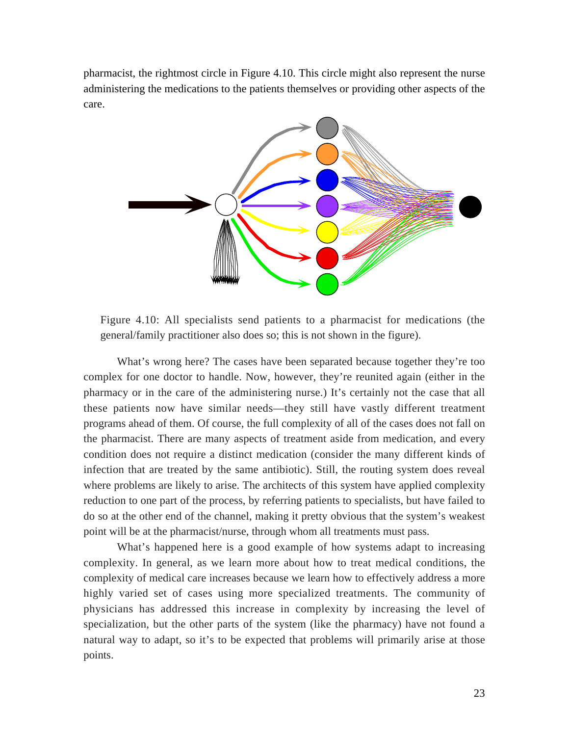pharmacist, the rightmost circle in Figure 4.10. This circle might also represent the nurse administering the medications to the patients themselves or providing other aspects of the care.

Figure 4.10: All specialists send patients to a pharmacist for medications (the general/family practitioner also does so; this is not shown in the figure).

What's wrong here? The cases have been separated because together they're too complex for one doctor to handle. Now, however, they're reunited again (either in the pharmacy or in the care of the administering nurse.) It's certainly not the case that all these patients now have similar needs—they still have vastly different treatment programs ahead of them. Of course, the full complexity of all of the cases does not fall on the pharmacist. There are many aspects of treatment aside from medication, and every condition does not require a distinct medication (consider the many different kinds of infection that are treated by the same antibiotic). Still, the routing system does reveal where problems are likely to arise. The architects of this system have applied complexity reduction to one part of the process, by referring patients to specialists, but have failed to do so at the other end of the channel, making it pretty obvious that the system's weakest point will be at the pharmacist/nurse, through whom all treatments must pass.

What's happened here is a good example of how systems adapt to increasing complexity. In general, as we learn more about how to treat medical conditions, the complexity of medical care increases because we learn how to effectively address a more highly varied set of cases using more specialized treatments. The community of physicians has addressed this increase in complexity by increasing the level of specialization, but the other parts of the system (like the pharmacy) have not found a natural way to adapt, so it's to be expected that problems will primarily arise at those points.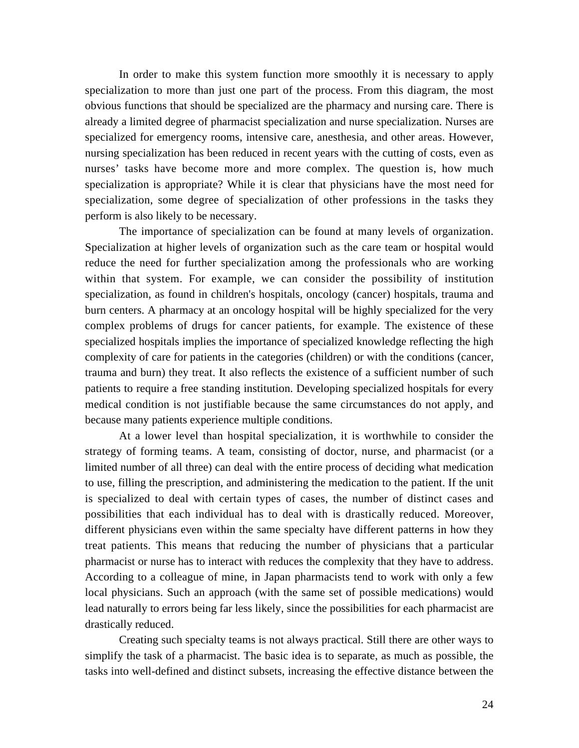In order to make this system function more smoothly it is necessary to apply specialization to more than just one part of the process. From this diagram, the most obvious functions that should be specialized are the pharmacy and nursing care. There is already a limited degree of pharmacist specialization and nurse specialization. Nurses are specialized for emergency rooms, intensive care, anesthesia, and other areas. However, nursing specialization has been reduced in recent years with the cutting of costs, even as nurses' tasks have become more and more complex. The question is, how much specialization is appropriate? While it is clear that physicians have the most need for specialization, some degree of specialization of other professions in the tasks they perform is also likely to be necessary.

The importance of specialization can be found at many levels of organization. Specialization at higher levels of organization such as the care team or hospital would reduce the need for further specialization among the professionals who are working within that system. For example, we can consider the possibility of institution specialization, as found in children's hospitals, oncology (cancer) hospitals, trauma and burn centers. A pharmacy at an oncology hospital will be highly specialized for the very complex problems of drugs for cancer patients, for example. The existence of these specialized hospitals implies the importance of specialized knowledge reflecting the high complexity of care for patients in the categories (children) or with the conditions (cancer, trauma and burn) they treat. It also reflects the existence of a sufficient number of such patients to require a free standing institution. Developing specialized hospitals for every medical condition is not justifiable because the same circumstances do not apply, and because many patients experience multiple conditions.

At a lower level than hospital specialization, it is worthwhile to consider the strategy of forming teams. A team, consisting of doctor, nurse, and pharmacist (or a limited number of all three) can deal with the entire process of deciding what medication to use, filling the prescription, and administering the medication to the patient. If the unit is specialized to deal with certain types of cases, the number of distinct cases and possibilities that each individual has to deal with is drastically reduced. Moreover, different physicians even within the same specialty have different patterns in how they treat patients. This means that reducing the number of physicians that a particular pharmacist or nurse has to interact with reduces the complexity that they have to address. According to a colleague of mine, in Japan pharmacists tend to work with only a few local physicians. Such an approach (with the same set of possible medications) would lead naturally to errors being far less likely, since the possibilities for each pharmacist are drastically reduced.

Creating such specialty teams is not always practical. Still there are other ways to simplify the task of a pharmacist. The basic idea is to separate, as much as possible, the tasks into well-defined and distinct subsets, increasing the effective distance between the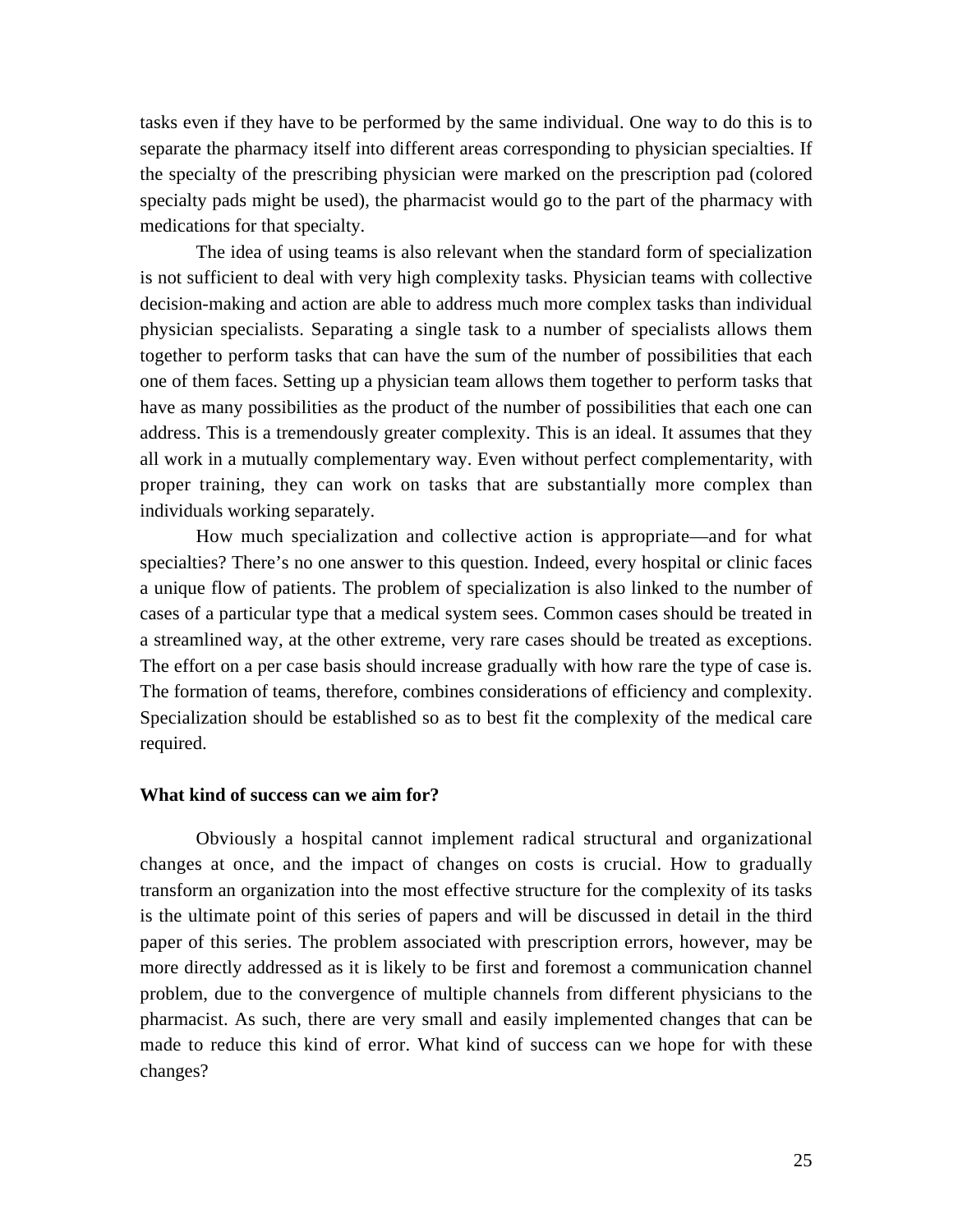tasks even if they have to be performed by the same individual. One way to do this is to separate the pharmacy itself into different areas corresponding to physician specialties. If the specialty of the prescribing physician were marked on the prescription pad (colored specialty pads might be used), the pharmacist would go to the part of the pharmacy with medications for that specialty.

The idea of using teams is also relevant when the standard form of specialization is not sufficient to deal with very high complexity tasks. Physician teams with collective decision-making and action are able to address much more complex tasks than individual physician specialists. Separating a single task to a number of specialists allows them together to perform tasks that can have the sum of the number of possibilities that each one of them faces. Setting up a physician team allows them together to perform tasks that have as many possibilities as the product of the number of possibilities that each one can address. This is a tremendously greater complexity. This is an ideal. It assumes that they all work in a mutually complementary way. Even without perfect complementarity, with proper training, they can work on tasks that are substantially more complex than individuals working separately.

How much specialization and collective action is appropriate—and for what specialties? There's no one answer to this question. Indeed, every hospital or clinic faces a unique flow of patients. The problem of specialization is also linked to the number of cases of a particular type that a medical system sees. Common cases should be treated in a streamlined way, at the other extreme, very rare cases should be treated as exceptions. The effort on a per case basis should increase gradually with how rare the type of case is. The formation of teams, therefore, combines considerations of efficiency and complexity. Specialization should be established so as to best fit the complexity of the medical care required.

**What kind of success can we aim for?**

Obviously a hospital cannot implement radical structural and organizational changes at once, and the impact of changes on costs is crucial. How to gradually transform an organization into the most effective structure for the complexity of its tasks is the ultimate point of this series of papers and will be discussed in detail in the third paper of this series. The problem associated with prescription errors, however, may be more directly addressed as it is likely to be first and foremost a communication channel problem, due to the convergence of multiple channels from different physicians to the pharmacist. As such, there are very small and easily implemented changes that can be made to reduce this kind of error. What kind of success can we hope for with these changes?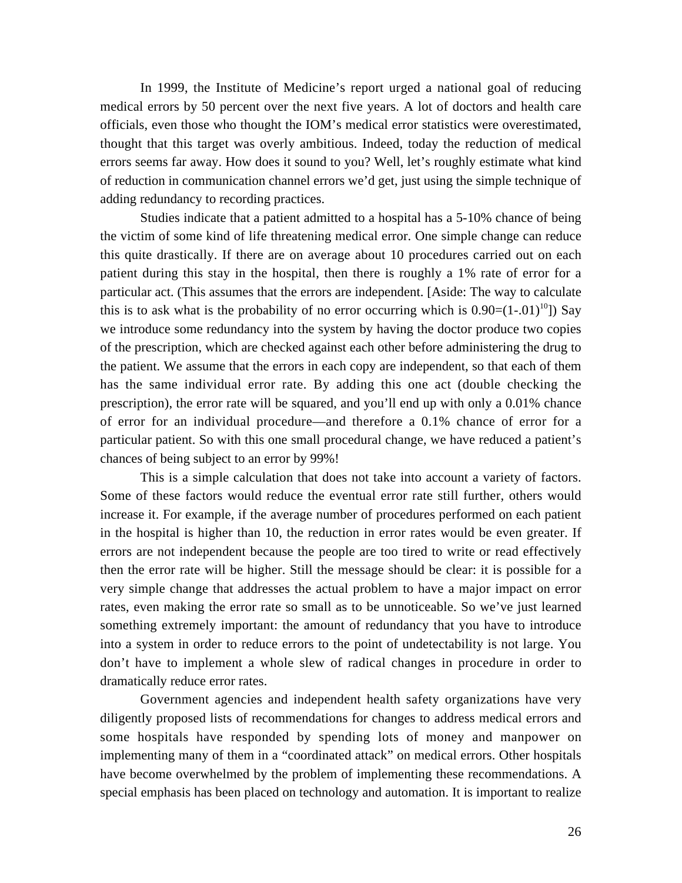In 1999, the Institute of Medicine's report urged a national goal of reducing medical errors by 50 percent over the next five years. A lot of doctors and health care officials, even those who thought the IOM's medical error statistics were overestimated, thought that this target was overly ambitious. Indeed, today the reduction of medical errors seems far away. How does it sound to you? Well, let's roughly estimate what kind of reduction in communication channel errors we'd get, just using the simple technique of adding redundancy to recording practices.

Studies indicate that a patient admitted to a hospital has a 5-10% chance of being the victim of some kind of life threatening medical error. One simple change can reduce this quite drastically. If there are on average about 10 procedures carried out on each patient during this stay in the hospital, then there is roughly a 1% rate of error for a particular act. (This assumes that the errors are independent. [Aside: The way to calculate this is to ask what is the probability of no error occurring which is $0.90=(1-.01)^{10}$]) Say we introduce some redundancy into the system by having the doctor produce two copies of the prescription, which are checked against each other before administering the drug to the patient. We assume that the errors in each copy are independent, so that each of them has the same individual error rate. By adding this one act (double checking the prescription), the error rate will be squared, and you'll end up with only a 0.01% chance of error for an individual procedure—and therefore a 0.1% chance of error for a particular patient. So with this one small procedural change, we have reduced a patient's chances of being subject to an error by 99%!

This is a simple calculation that does not take into account a variety of factors. Some of these factors would reduce the eventual error rate still further, others would increase it. For example, if the average number of procedures performed on each patient in the hospital is higher than 10, the reduction in error rates would be even greater. If errors are not independent because the people are too tired to write or read effectively then the error rate will be higher. Still the message should be clear: it is possible for a very simple change that addresses the actual problem to have a major impact on error rates, even making the error rate so small as to be unnoticeable. So we've just learned something extremely important: the amount of redundancy that you have to introduce into a system in order to reduce errors to the point of undetectability is not large. You don't have to implement a whole slew of radical changes in procedure in order to dramatically reduce error rates.

Government agencies and independent health safety organizations have very diligently proposed lists of recommendations for changes to address medical errors and some hospitals have responded by spending lots of money and manpower on implementing many of them in a "coordinated attack" on medical errors. Other hospitals have become overwhelmed by the problem of implementing these recommendations. A special emphasis has been placed on technology and automation. It is important to realize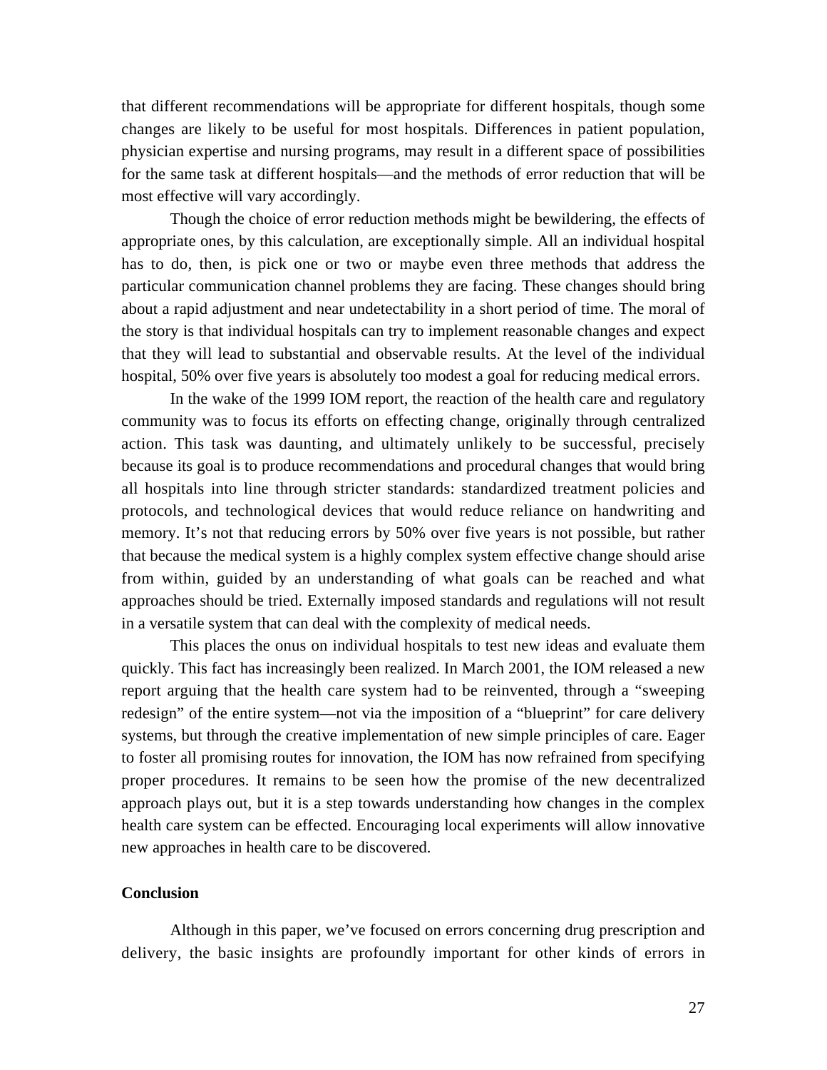that different recommendations will be appropriate for different hospitals, though some changes are likely to be useful for most hospitals. Differences in patient population, physician expertise and nursing programs, may result in a different space of possibilities for the same task at different hospitals—and the methods of error reduction that will be most effective will vary accordingly.

Though the choice of error reduction methods might be bewildering, the effects of appropriate ones, by this calculation, are exceptionally simple. All an individual hospital has to do, then, is pick one or two or maybe even three methods that address the particular communication channel problems they are facing. These changes should bring about a rapid adjustment and near undetectability in a short period of time. The moral of the story is that individual hospitals can try to implement reasonable changes and expect that they will lead to substantial and observable results. At the level of the individual hospital, 50% over five years is absolutely too modest a goal for reducing medical errors.

In the wake of the 1999 IOM report, the reaction of the health care and regulatory community was to focus its efforts on effecting change, originally through centralized action. This task was daunting, and ultimately unlikely to be successful, precisely because its goal is to produce recommendations and procedural changes that would bring all hospitals into line through stricter standards: standardized treatment policies and protocols, and technological devices that would reduce reliance on handwriting and memory. It's not that reducing errors by 50% over five years is not possible, but rather that because the medical system is a highly complex system effective change should arise from within, guided by an understanding of what goals can be reached and what approaches should be tried. Externally imposed standards and regulations will not result in a versatile system that can deal with the complexity of medical needs.

This places the onus on individual hospitals to test new ideas and evaluate them quickly. This fact has increasingly been realized. In March 2001, the IOM released a new report arguing that the health care system had to be reinvented, through a "sweeping redesign" of the entire system—not via the imposition of a "blueprint" for care delivery systems, but through the creative implementation of new simple principles of care. Eager to foster all promising routes for innovation, the IOM has now refrained from specifying proper procedures. It remains to be seen how the promise of the new decentralized approach plays out, but it is a step towards understanding how changes in the complex health care system can be effected. Encouraging local experiments will allow innovative new approaches in health care to be discovered.

**Conclusion**

Although in this paper, we've focused on errors concerning drug prescription and delivery, the basic insights are profoundly important for other kinds of errors in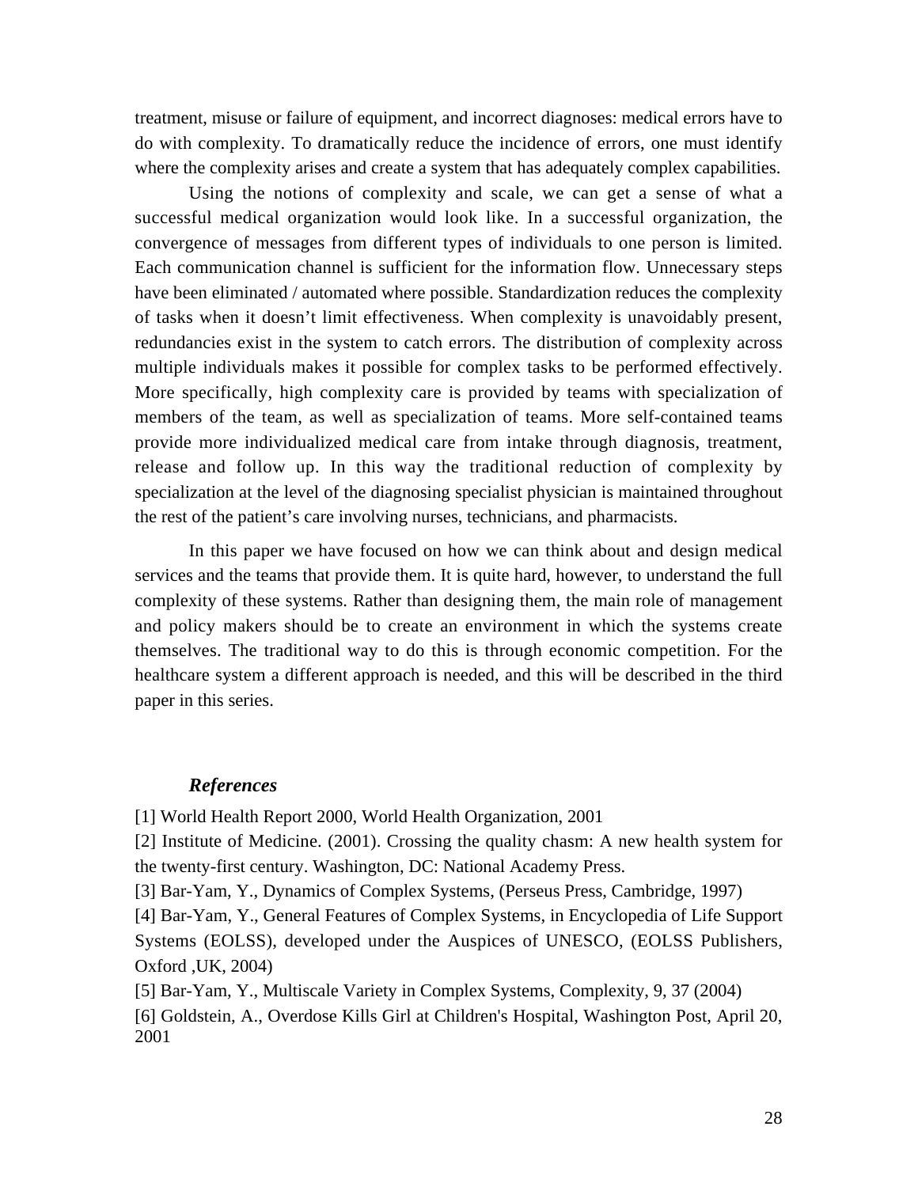treatment, misuse or failure of equipment, and incorrect diagnoses: medical errors have to do with complexity. To dramatically reduce the incidence of errors, one must identify where the complexity arises and create a system that has adequately complex capabilities.

Using the notions of complexity and scale, we can get a sense of what a successful medical organization would look like. In a successful organization, the convergence of messages from different types of individuals to one person is limited. Each communication channel is sufficient for the information flow. Unnecessary steps have been eliminated / automated where possible. Standardization reduces the complexity of tasks when it doesn't limit effectiveness. When complexity is unavoidably present, redundancies exist in the system to catch errors. The distribution of complexity across multiple individuals makes it possible for complex tasks to be performed effectively. More specifically, high complexity care is provided by teams with specialization of members of the team, as well as specialization of teams. More self-contained teams provide more individualized medical care from intake through diagnosis, treatment, release and follow up. In this way the traditional reduction of complexity by specialization at the level of the diagnosing specialist physician is maintained throughout the rest of the patient's care involving nurses, technicians, and pharmacists.

In this paper we have focused on how we can think about and design medical services and the teams that provide them. It is quite hard, however, to understand the full complexity of these systems. Rather than designing them, the main role of management and policy makers should be to create an environment in which the systems create themselves. The traditional way to do this is through economic competition. For the healthcare system a different approach is needed, and this will be described in the third paper in this series.

## *References*

[1] World Health Report 2000, World Health Organization, 2001

[2] Institute of Medicine. (2001). Crossing the quality chasm: A new health system for the twenty-first century. Washington, DC: National Academy Press.

[3] Bar-Yam, Y., Dynamics of Complex Systems, (Perseus Press, Cambridge, 1997)

[4] Bar-Yam, Y., General Features of Complex Systems, in Encyclopedia of Life Support Systems (EOLSS), developed under the Auspices of UNESCO, (EOLSS Publishers, Oxford ,UK, 2004)

[5] Bar-Yam, Y., Multiscale Variety in Complex Systems, Complexity, 9, 37 (2004)

[6] Goldstein, A., Overdose Kills Girl at Children's Hospital, Washington Post, April 20, 2001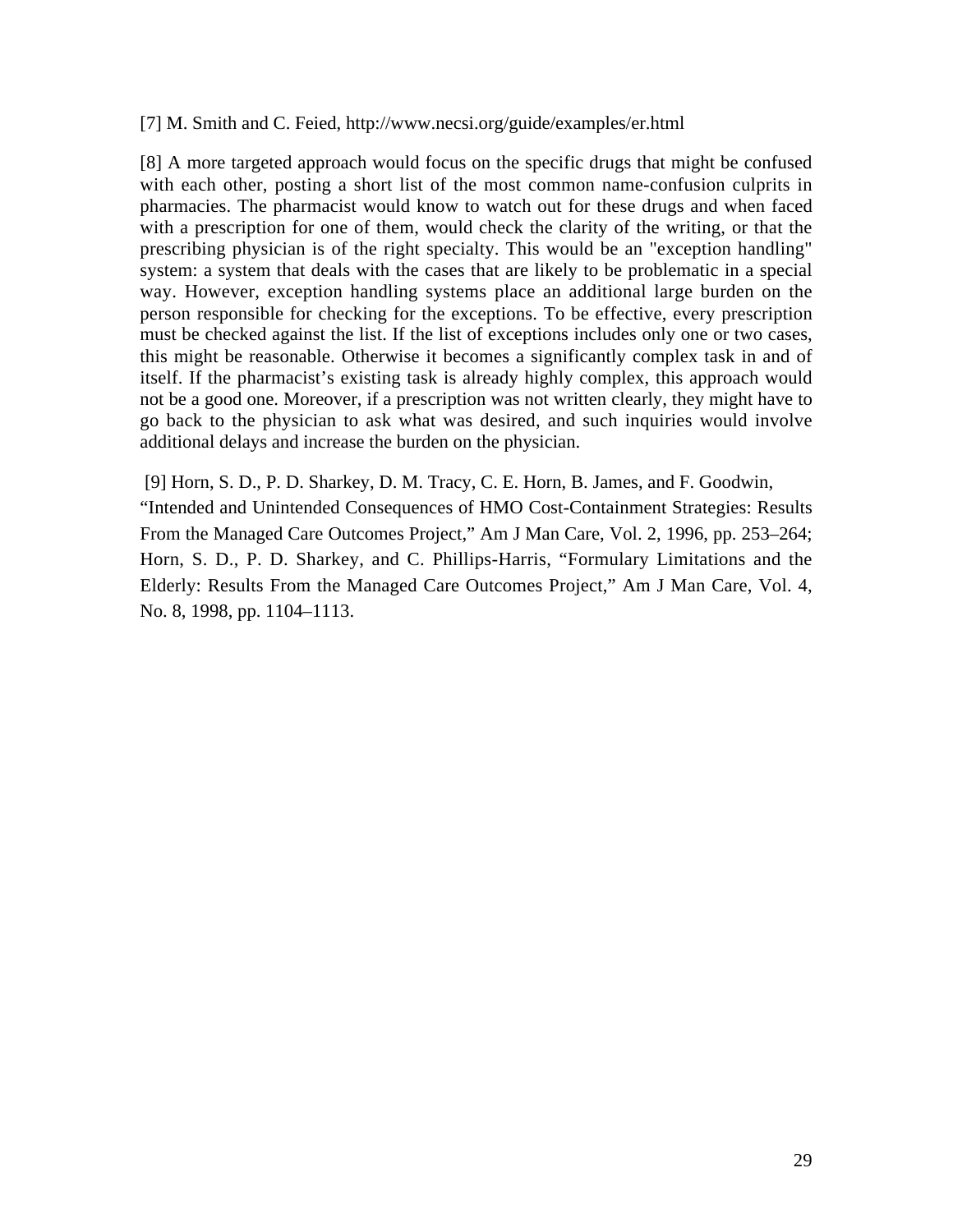[7] M. Smith and C. Feied, http://www.necsi.org/guide/examples/er.html

[8] A more targeted approach would focus on the specific drugs that might be confused with each other, posting a short list of the most common name-confusion culprits in pharmacies. The pharmacist would know to watch out for these drugs and when faced with a prescription for one of them, would check the clarity of the writing, or that the prescribing physician is of the right specialty. This would be an "exception handling" system: a system that deals with the cases that are likely to be problematic in a special way. However, exception handling systems place an additional large burden on the person responsible for checking for the exceptions. To be effective, every prescription must be checked against the list. If the list of exceptions includes only one or two cases, this might be reasonable. Otherwise it becomes a significantly complex task in and of itself. If the pharmacist's existing task is already highly complex, this approach would not be a good one. Moreover, if a prescription was not written clearly, they might have to go back to the physician to ask what was desired, and such inquiries would involve additional delays and increase the burden on the physician.

[9] Horn, S. D., P. D. Sharkey, D. M. Tracy, C. E. Horn, B. James, and F. Goodwin, "Intended and Unintended Consequences of HMO Cost-Containment Strategies: Results From the Managed Care Outcomes Project," Am J Man Care, Vol. 2, 1996, pp. 253–264; Horn, S. D., P. D. Sharkey, and C. Phillips-Harris, "Formulary Limitations and the Elderly: Results From the Managed Care Outcomes Project," Am J Man Care, Vol. 4, No. 8, 1998, pp. 1104–1113.